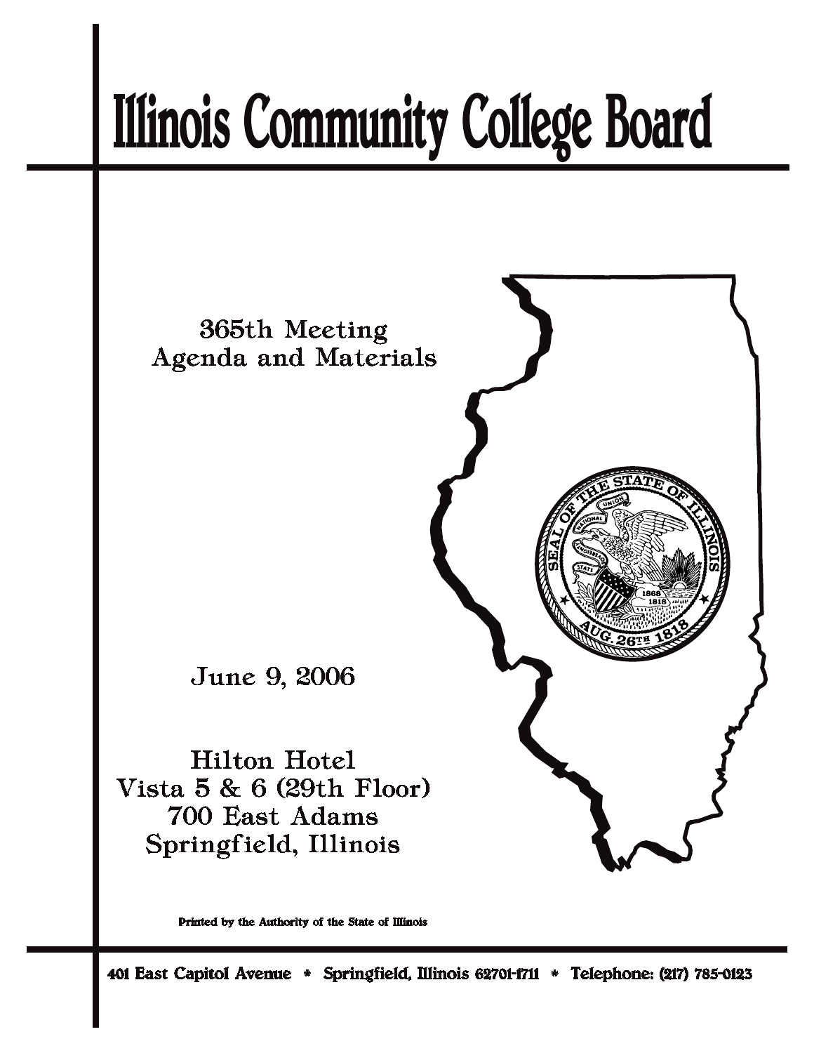# Illinois Community College Board

365th Meeting
Agenda and Materials

June 9, 2006

Hilton Hotel
Vista 5 & 6 (29th Floor)
700 East Adams
Springfield, Illinois

Printed by the Authority of the State of Illinois

401 East Capitol Avenue * Springfield, Illinois 62701-1711 * Telephone: (217) 785-0123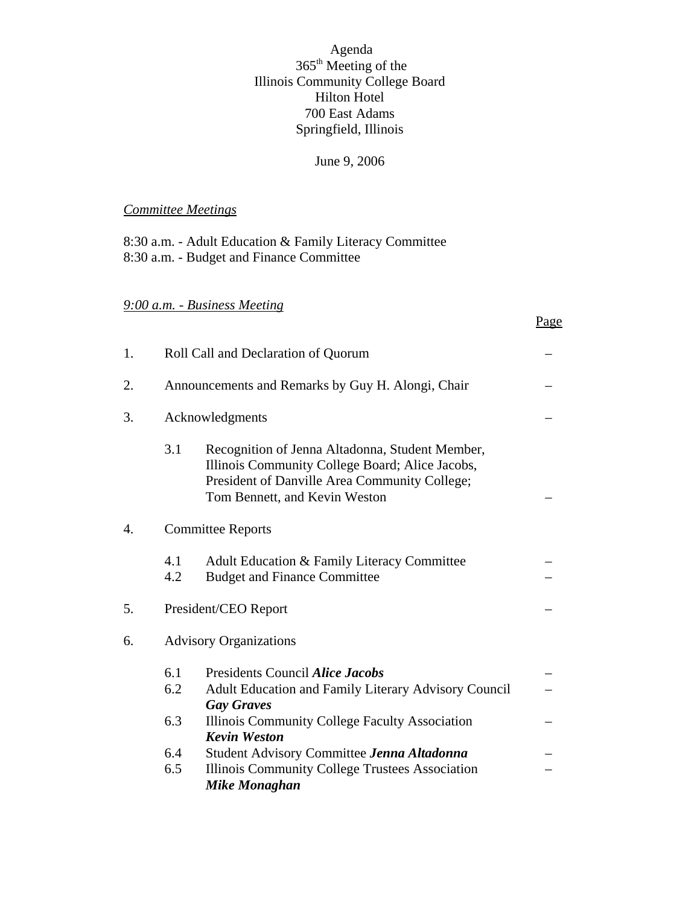Agenda
365th Meeting of the
Illinois Community College Board
Hilton Hotel
700 East Adams
Springfield, Illinois

June 9, 2006

*Committee Meetings*

8:30 a.m. - Adult Education & Family Literacy Committee
8:30 a.m. - Budget and Finance Committee

*9:00 a.m. - Business Meeting*

| | | | Page |
|---|---|---|---|
| 1. | Roll Call and Declaration of Quorum | | – |
| 2. | Announcements and Remarks by Guy H. Alongi, Chair | | – |
| 3. | Acknowledgments | | – |
| | 3.1 | Recognition of Jenna Altadonna, Student Member, Illinois Community College Board; Alice Jacobs, President of Danville Area Community College; Tom Bennett, and Kevin Weston | – |
| 4. | Committee Reports | | |
| | 4.1 | Adult Education & Family Literacy Committee | – |
| | 4.2 | Budget and Finance Committee | – |
| 5. | President/CEO Report | | – |
| 6. | Advisory Organizations | | |
| | 6.1 | Presidents Council ***Alice Jacobs*** | – |
| | 6.2 | Adult Education and Family Literary Advisory Council ***Gay Graves*** | – |
| | 6.3 | Illinois Community College Faculty Association ***Kevin Weston*** | – |
| | 6.4 | Student Advisory Committee ***Jenna Altadonna*** | – |
| | 6.5 | Illinois Community College Trustees Association ***Mike Monaghan*** | – |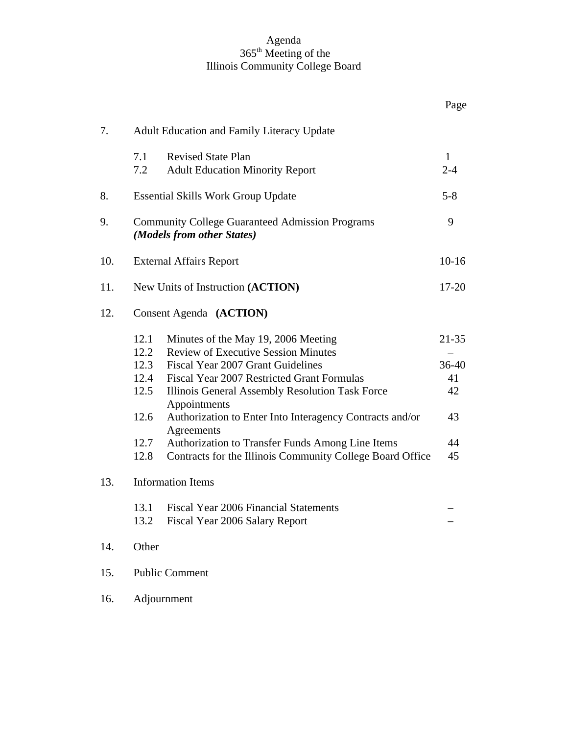# Agenda
## 365th Meeting of the
## Illinois Community College Board

| | | Page |
|---|---|---|
| 7. | Adult Education and Family Literacy Update | |
| | 7.1 Revised State Plan | 1 |
| | 7.2 Adult Education Minority Report | 2-4 |
| 8. | Essential Skills Work Group Update | 5-8 |
| 9. | Community College Guaranteed Admission Programs ***(Models from other States)*** | 9 |
| 10. | External Affairs Report | 10-16 |
| 11. | New Units of Instruction **(ACTION)** | 17-20 |
| 12. | Consent Agenda **(ACTION)** | |
| | 12.1 Minutes of the May 19, 2006 Meeting | 21-35 |
| | 12.2 Review of Executive Session Minutes | – |
| | 12.3 Fiscal Year 2007 Grant Guidelines | 36-40 |
| | 12.4 Fiscal Year 2007 Restricted Grant Formulas | 41 |
| | 12.5 Illinois General Assembly Resolution Task Force Appointments | 42 |
| | 12.6 Authorization to Enter Into Interagency Contracts and/or Agreements | 43 |
| | 12.7 Authorization to Transfer Funds Among Line Items | 44 |
| | 12.8 Contracts for the Illinois Community College Board Office | 45 |
| 13. | Information Items | |
| | 13.1 Fiscal Year 2006 Financial Statements | – |
| | 13.2 Fiscal Year 2006 Salary Report | – |
| 14. | Other | |
| 15. | Public Comment | |
| 16. | Adjournment | |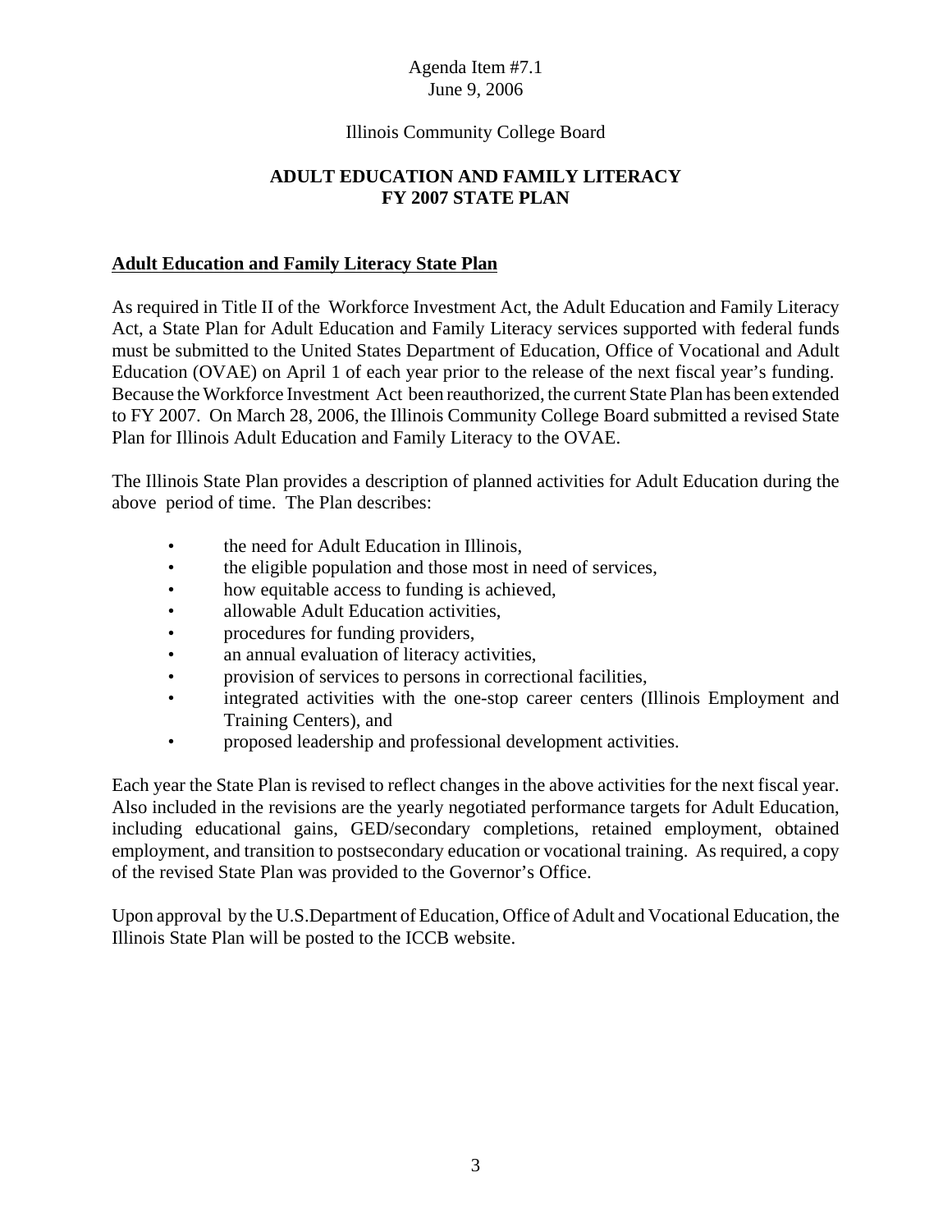Agenda Item #7.1
June 9, 2006

Illinois Community College Board

# ADULT EDUCATION AND FAMILY LITERACY FY 2007 STATE PLAN

## Adult Education and Family Literacy State Plan

As required in Title II of the Workforce Investment Act, the Adult Education and Family Literacy Act, a State Plan for Adult Education and Family Literacy services supported with federal funds must be submitted to the United States Department of Education, Office of Vocational and Adult Education (OVAE) on April 1 of each year prior to the release of the next fiscal year's funding. Because the Workforce Investment Act been reauthorized, the current State Plan has been extended to FY 2007. On March 28, 2006, the Illinois Community College Board submitted a revised State Plan for Illinois Adult Education and Family Literacy to the OVAE.

The Illinois State Plan provides a description of planned activities for Adult Education during the above period of time. The Plan describes:

- the need for Adult Education in Illinois,
- the eligible population and those most in need of services,
- how equitable access to funding is achieved,
- allowable Adult Education activities,
- procedures for funding providers,
- an annual evaluation of literacy activities,
- provision of services to persons in correctional facilities,
- integrated activities with the one-stop career centers (Illinois Employment and Training Centers), and
- proposed leadership and professional development activities.

Each year the State Plan is revised to reflect changes in the above activities for the next fiscal year. Also included in the revisions are the yearly negotiated performance targets for Adult Education, including educational gains, GED/secondary completions, retained employment, obtained employment, and transition to postsecondary education or vocational training. As required, a copy of the revised State Plan was provided to the Governor's Office.

Upon approval by the U.S.Department of Education, Office of Adult and Vocational Education, the Illinois State Plan will be posted to the ICCB website.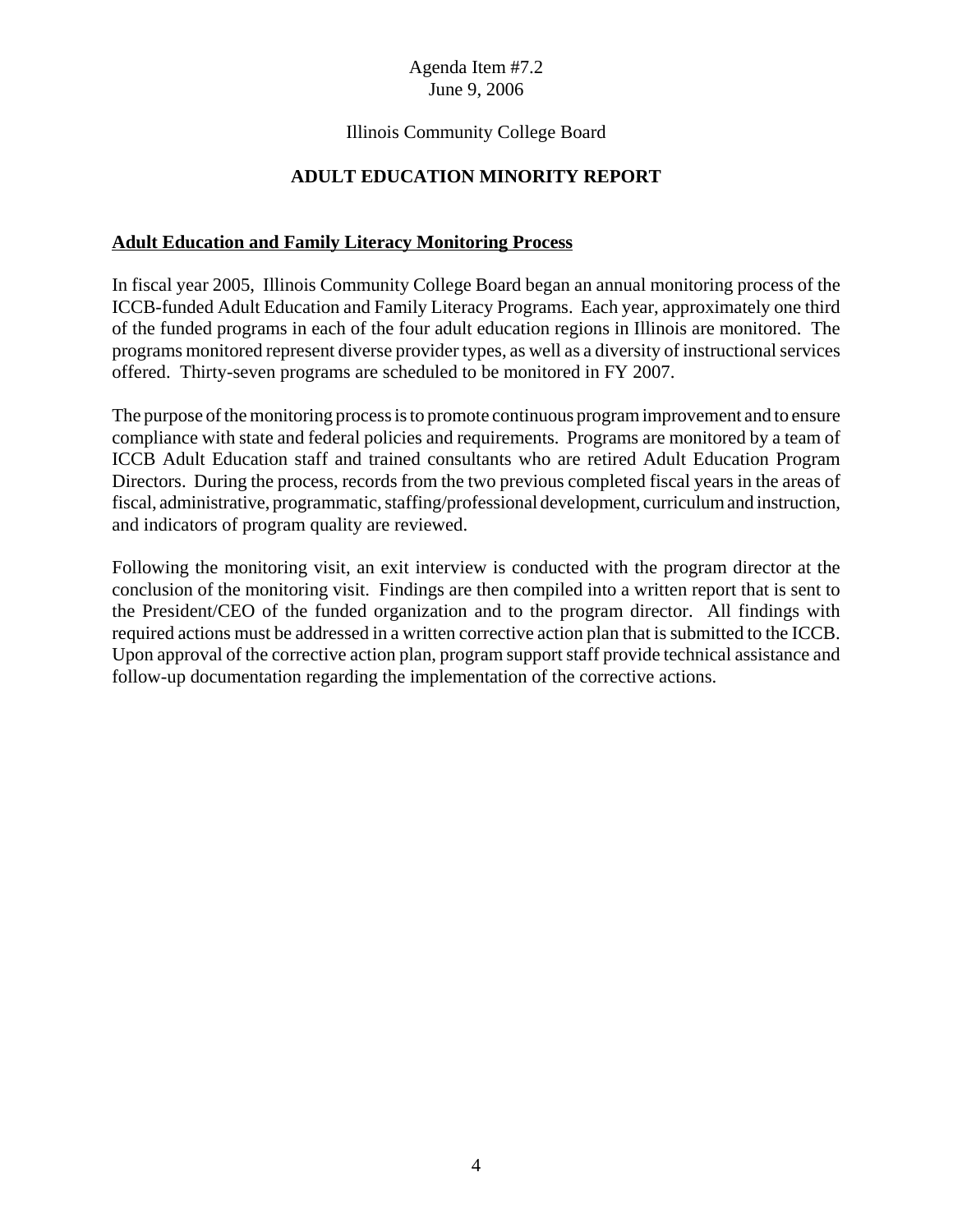Agenda Item #7.2
June 9, 2006

Illinois Community College Board

# ADULT EDUCATION MINORITY REPORT

## Adult Education and Family Literacy Monitoring Process

In fiscal year 2005, Illinois Community College Board began an annual monitoring process of the ICCB-funded Adult Education and Family Literacy Programs. Each year, approximately one third of the funded programs in each of the four adult education regions in Illinois are monitored. The programs monitored represent diverse provider types, as well as a diversity of instructional services offered. Thirty-seven programs are scheduled to be monitored in FY 2007.

The purpose of the monitoring process is to promote continuous program improvement and to ensure compliance with state and federal policies and requirements. Programs are monitored by a team of ICCB Adult Education staff and trained consultants who are retired Adult Education Program Directors. During the process, records from the two previous completed fiscal years in the areas of fiscal, administrative, programmatic, staffing/professional development, curriculum and instruction, and indicators of program quality are reviewed.

Following the monitoring visit, an exit interview is conducted with the program director at the conclusion of the monitoring visit. Findings are then compiled into a written report that is sent to the President/CEO of the funded organization and to the program director. All findings with required actions must be addressed in a written corrective action plan that is submitted to the ICCB. Upon approval of the corrective action plan, program support staff provide technical assistance and follow-up documentation regarding the implementation of the corrective actions.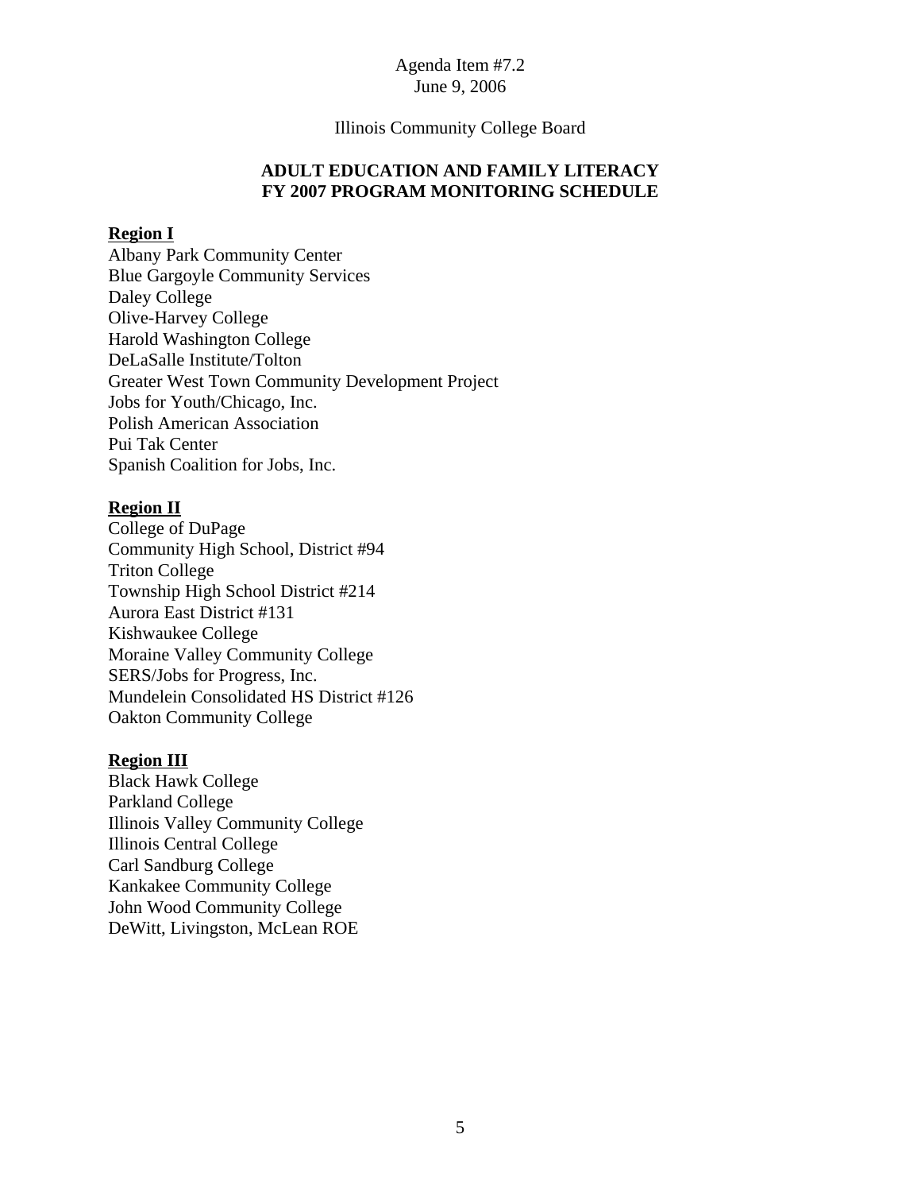Agenda Item #7.2
June 9, 2006

Illinois Community College Board

## ADULT EDUCATION AND FAMILY LITERACY
## FY 2007 PROGRAM MONITORING SCHEDULE

**Region I**

Albany Park Community Center
Blue Gargoyle Community Services
Daley College
Olive-Harvey College
Harold Washington College
DeLaSalle Institute/Tolton
Greater West Town Community Development Project
Jobs for Youth/Chicago, Inc.
Polish American Association
Pui Tak Center
Spanish Coalition for Jobs, Inc.

**Region II**

College of DuPage
Community High School, District #94
Triton College
Township High School District #214
Aurora East District #131
Kishwaukee College
Moraine Valley Community College
SERS/Jobs for Progress, Inc.
Mundelein Consolidated HS District #126
Oakton Community College

**Region III**

Black Hawk College
Parkland College
Illinois Valley Community College
Illinois Central College
Carl Sandburg College
Kankakee Community College
John Wood Community College
DeWitt, Livingston, McLean ROE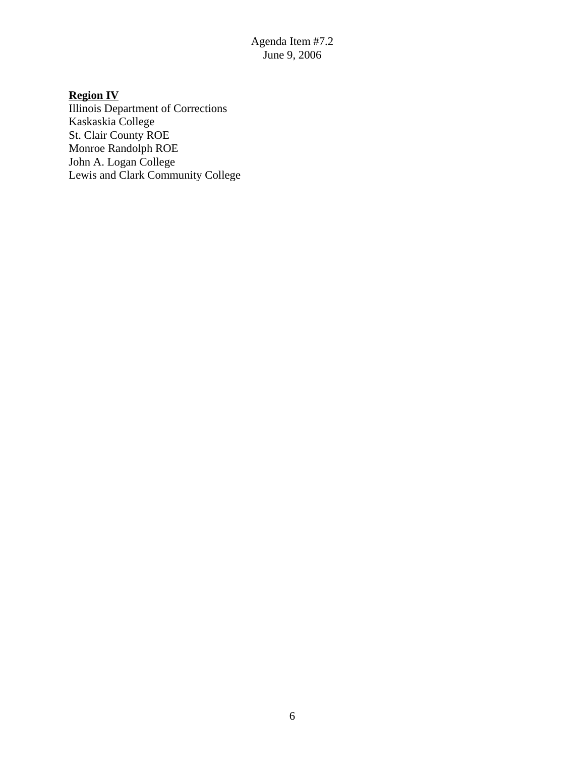**Region IV**

Illinois Department of Corrections
Kaskaskia College
St. Clair County ROE
Monroe Randolph ROE
John A. Logan College
Lewis and Clark Community College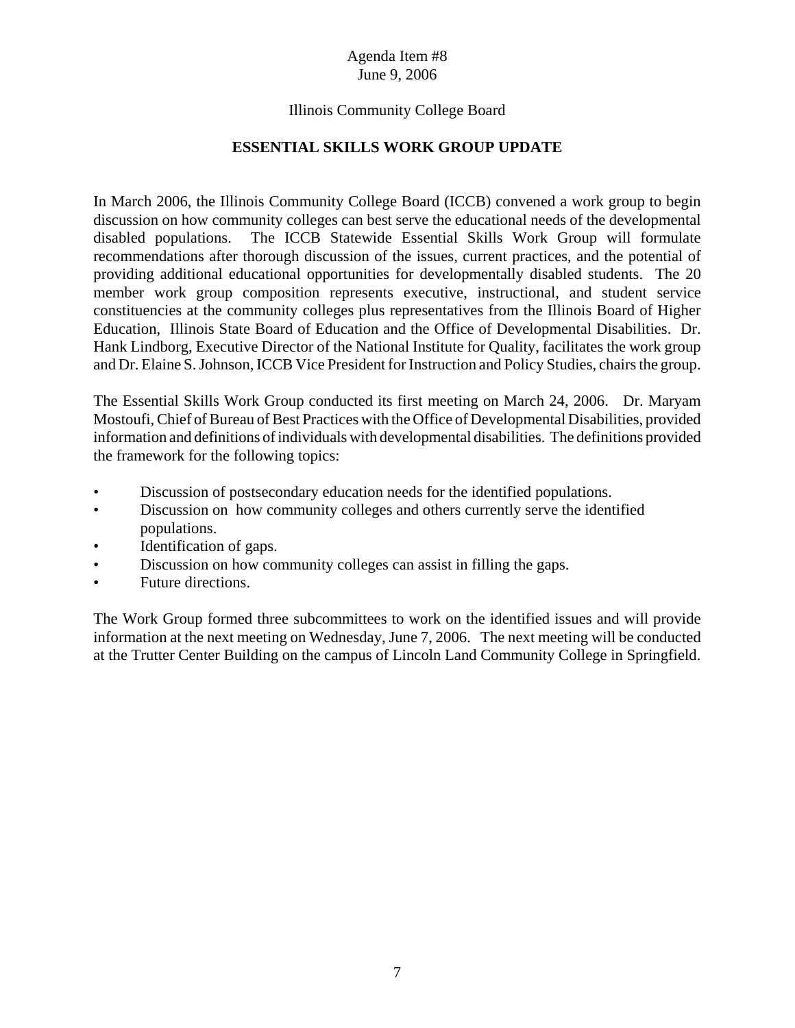Agenda Item #8
June 9, 2006

Illinois Community College Board

**ESSENTIAL SKILLS WORK GROUP UPDATE**

In March 2006, the Illinois Community College Board (ICCB) convened a work group to begin discussion on how community colleges can best serve the educational needs of the developmental disabled populations. The ICCB Statewide Essential Skills Work Group will formulate recommendations after thorough discussion of the issues, current practices, and the potential of providing additional educational opportunities for developmentally disabled students. The 20 member work group composition represents executive, instructional, and student service constituencies at the community colleges plus representatives from the Illinois Board of Higher Education, Illinois State Board of Education and the Office of Developmental Disabilities. Dr. Hank Lindborg, Executive Director of the National Institute for Quality, facilitates the work group and Dr. Elaine S. Johnson, ICCB Vice President for Instruction and Policy Studies, chairs the group.

The Essential Skills Work Group conducted its first meeting on March 24, 2006. Dr. Maryam Mostoufi, Chief of Bureau of Best Practices with the Office of Developmental Disabilities, provided information and definitions of individuals with developmental disabilities. The definitions provided the framework for the following topics:

- Discussion of postsecondary education needs for the identified populations.
- Discussion on how community colleges and others currently serve the identified populations.
- Identification of gaps.
- Discussion on how community colleges can assist in filling the gaps.
- Future directions.

The Work Group formed three subcommittees to work on the identified issues and will provide information at the next meeting on Wednesday, June 7, 2006. The next meeting will be conducted at the Trutter Center Building on the campus of Lincoln Land Community College in Springfield.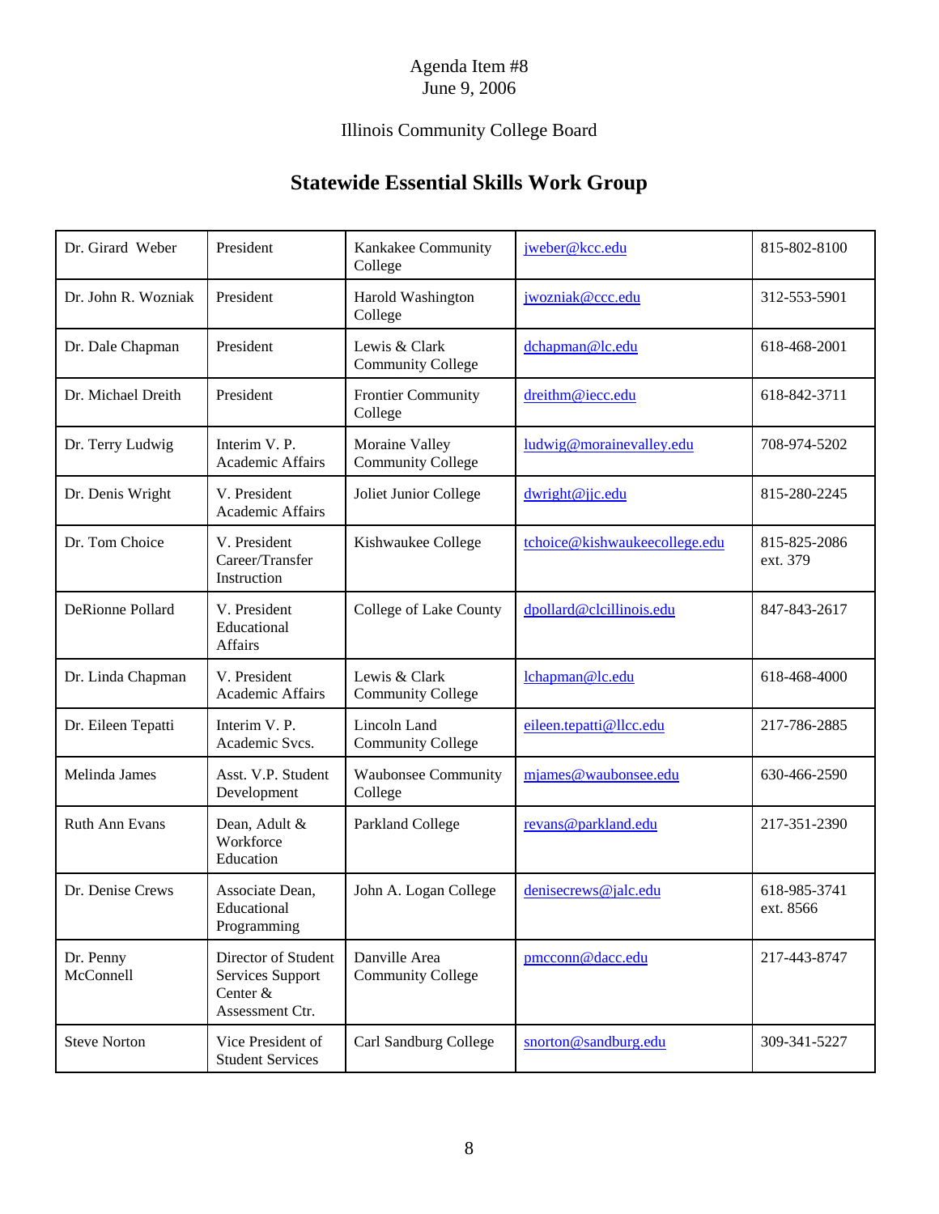Agenda Item #8
June 9, 2006

Illinois Community College Board

# Statewide Essential Skills Work Group

| | | | | |
|---|---|---|---|---|
| Dr. Girard Weber | President | Kankakee Community College | jweber@kcc.edu | 815-802-8100 |
| Dr. John R. Wozniak | President | Harold Washington College | jwozniak@ccc.edu | 312-553-5901 |
| Dr. Dale Chapman | President | Lewis & Clark Community College | dchapman@lc.edu | 618-468-2001 |
| Dr. Michael Dreith | President | Frontier Community College | dreithm@iecc.edu | 618-842-3711 |
| Dr. Terry Ludwig | Interim V. P. Academic Affairs | Moraine Valley Community College | ludwig@morainevalley.edu | 708-974-5202 |
| Dr. Denis Wright | V. President Academic Affairs | Joliet Junior College | dwright@jjc.edu | 815-280-2245 |
| Dr. Tom Choice | V. President Career/Transfer Instruction | Kishwaukee College | tchoice@kishwaukeecollege.edu | 815-825-2086 ext. 379 |
| DeRionne Pollard | V. President Educational Affairs | College of Lake County | dpollard@clcillinois.edu | 847-843-2617 |
| Dr. Linda Chapman | V. President Academic Affairs | Lewis & Clark Community College | lchapman@lc.edu | 618-468-4000 |
| Dr. Eileen Tepatti | Interim V. P. Academic Svcs. | Lincoln Land Community College | eileen.tepatti@llcc.edu | 217-786-2885 |
| Melinda James | Asst. V.P. Student Development | Waubonsee Community College | mjames@waubonsee.edu | 630-466-2590 |
| Ruth Ann Evans | Dean, Adult & Workforce Education | Parkland College | revans@parkland.edu | 217-351-2390 |
| Dr. Denise Crews | Associate Dean, Educational Programming | John A. Logan College | denisecrews@jalc.edu | 618-985-3741 ext. 8566 |
| Dr. Penny McConnell | Director of Student Services Support Center & Assessment Ctr. | Danville Area Community College | pmcconn@dacc.edu | 217-443-8747 |
| Steve Norton | Vice President of Student Services | Carl Sandburg College | snorton@sandburg.edu | 309-341-5227 |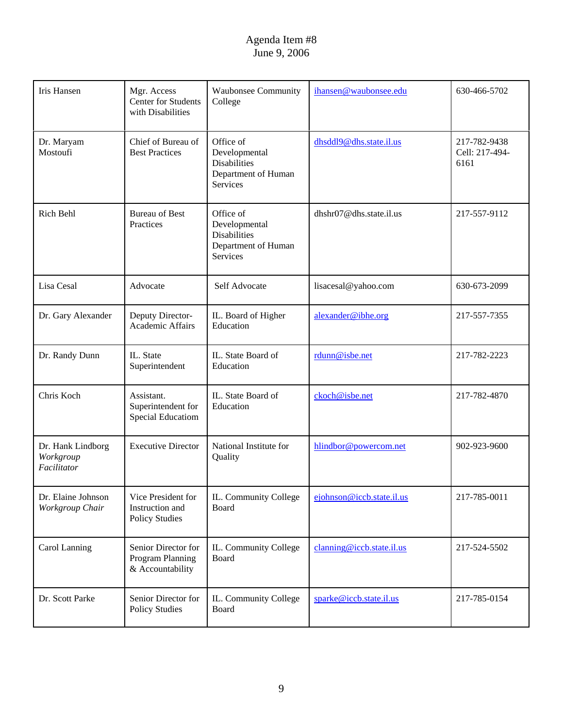Agenda Item #8
June 9, 2006

| | | | | |
|---|---|---|---|---|
| Iris Hansen | Mgr. Access Center for Students with Disabilities | Waubonsee Community College | ihansen@waubonsee.edu | 630-466-5702 |
| Dr. Maryam Mostoufi | Chief of Bureau of Best Practices | Office of Developmental Disabilities Department of Human Services | dhsddl9@dhs.state.il.us | 217-782-9438 Cell: 217-494-6161 |
| Rich Behl | Bureau of Best Practices | Office of Developmental Disabilities Department of Human Services | dhshr07@dhs.state.il.us | 217-557-9112 |
| Lisa Cesal | Advocate | Self Advocate | lisacesal@yahoo.com | 630-673-2099 |
| Dr. Gary Alexander | Deputy Director-Academic Affairs | IL. Board of Higher Education | alexander@ibhe.org | 217-557-7355 |
| Dr. Randy Dunn | IL. State Superintendent | IL. State Board of Education | rdunn@isbe.net | 217-782-2223 |
| Chris Koch | Assistant. Superintendent for Special Educatiom | IL. State Board of Education | ckoch@isbe.net | 217-782-4870 |
| Dr. Hank Lindborg *Workgroup Facilitator* | Executive Director | National Institute for Quality | hlindbor@powercom.net | 902-923-9600 |
| Dr. Elaine Johnson *Workgroup Chair* | Vice President for Instruction and Policy Studies | IL. Community College Board | ejohnson@iccb.state.il.us | 217-785-0011 |
| Carol Lanning | Senior Director for Program Planning & Accountability | IL. Community College Board | clanning@iccb.state.il.us | 217-524-5502 |
| Dr. Scott Parke | Senior Director for Policy Studies | IL. Community College Board | sparke@iccb.state.il.us | 217-785-0154 |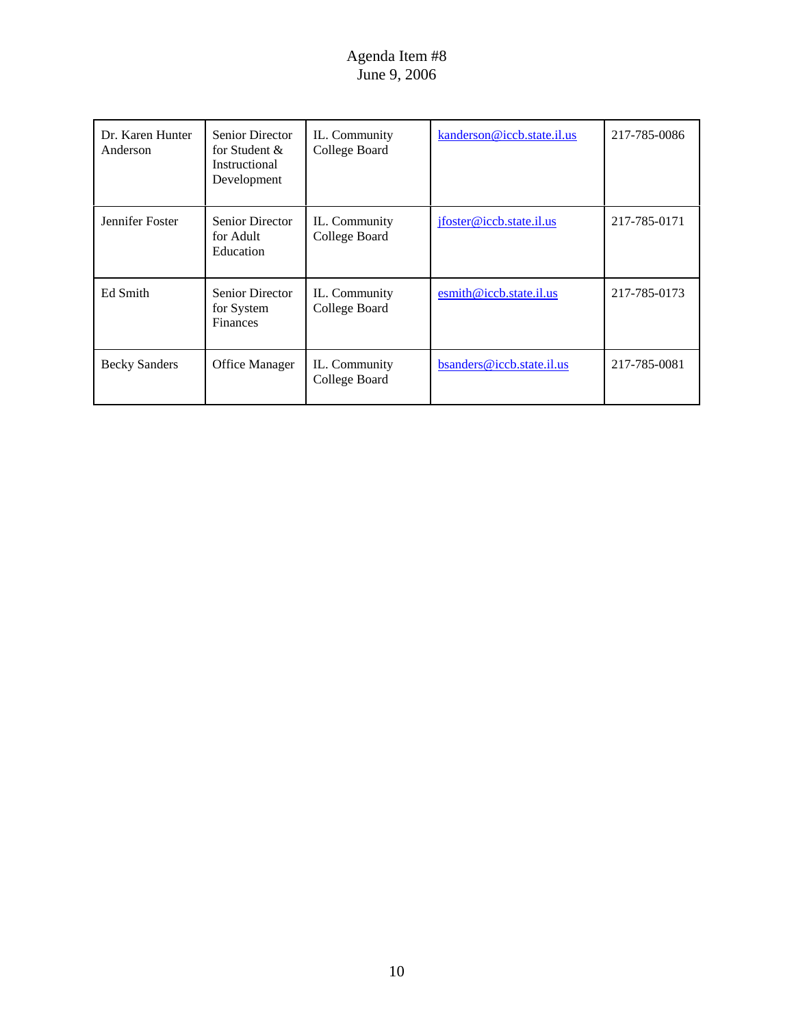| Dr. Karen Hunter Anderson | Senior Director for Student & Instructional Development | IL. Community College Board | kanderson@iccb.state.il.us | 217-785-0086 |
|---|---|---|---|---|
| Jennifer Foster | Senior Director for Adult Education | IL. Community College Board | jfoster@iccb.state.il.us | 217-785-0171 |
| Ed Smith | Senior Director for System Finances | IL. Community College Board | esmith@iccb.state.il.us | 217-785-0173 |
| Becky Sanders | Office Manager | IL. Community College Board | bsanders@iccb.state.il.us | 217-785-0081 |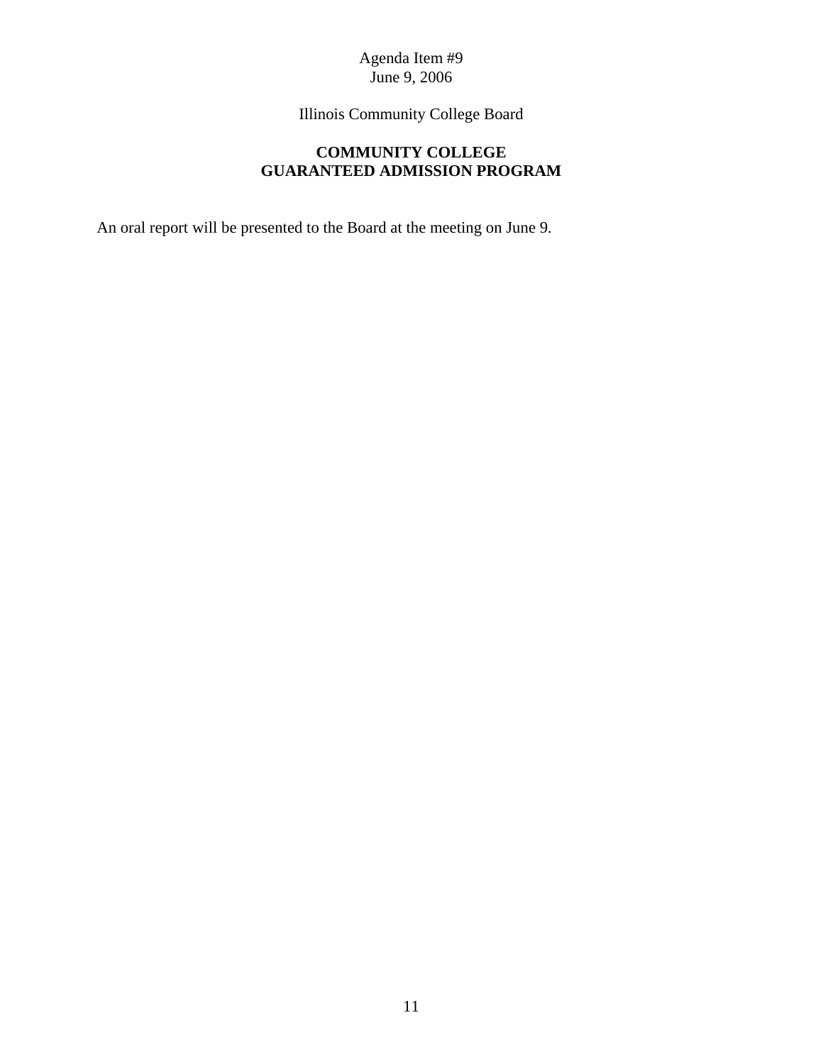Agenda Item #9
June 9, 2006

Illinois Community College Board

**COMMUNITY COLLEGE**
**GUARANTEED ADMISSION PROGRAM**

An oral report will be presented to the Board at the meeting on June 9.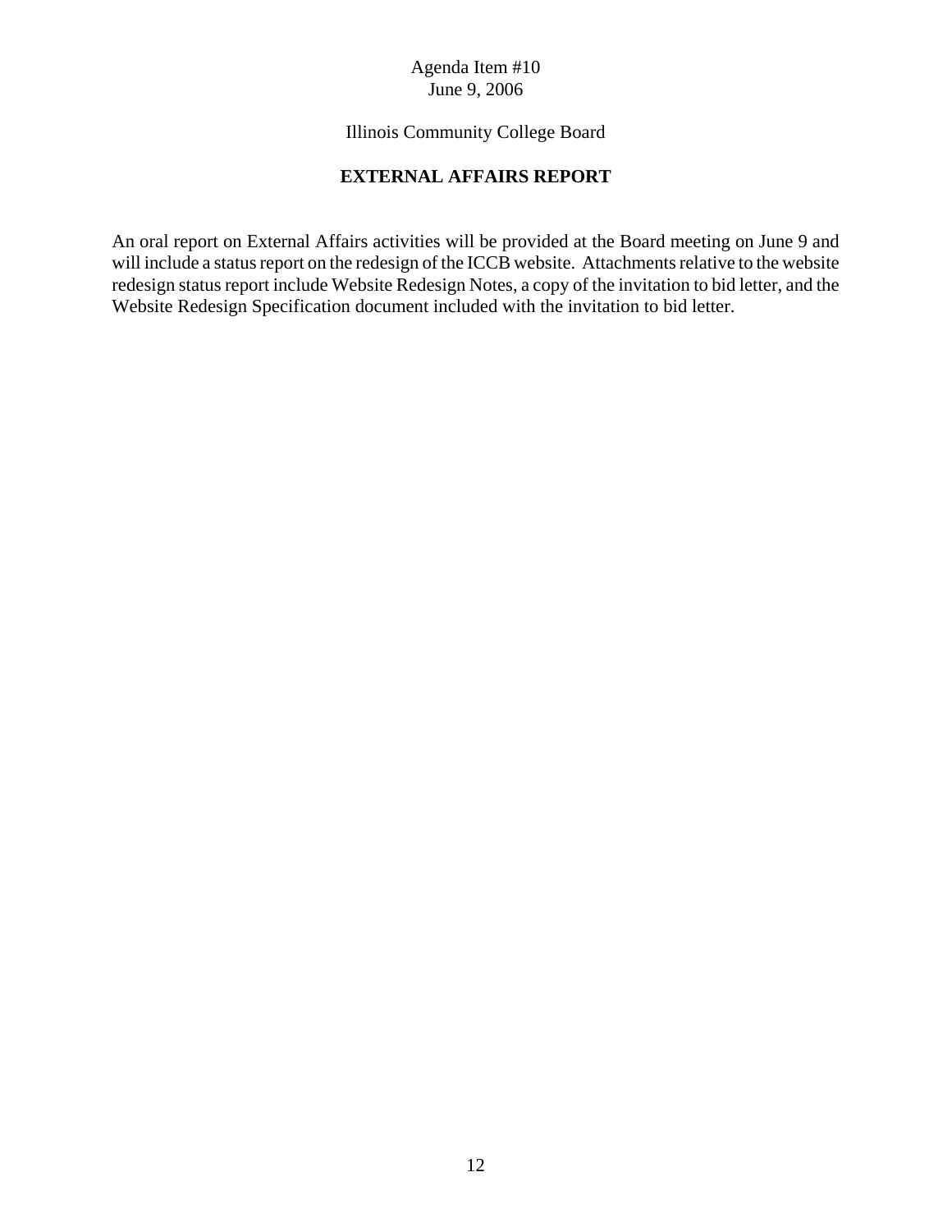Agenda Item #10
June 9, 2006

Illinois Community College Board

## EXTERNAL AFFAIRS REPORT

An oral report on External Affairs activities will be provided at the Board meeting on June 9 and will include a status report on the redesign of the ICCB website. Attachments relative to the website redesign status report include Website Redesign Notes, a copy of the invitation to bid letter, and the Website Redesign Specification document included with the invitation to bid letter.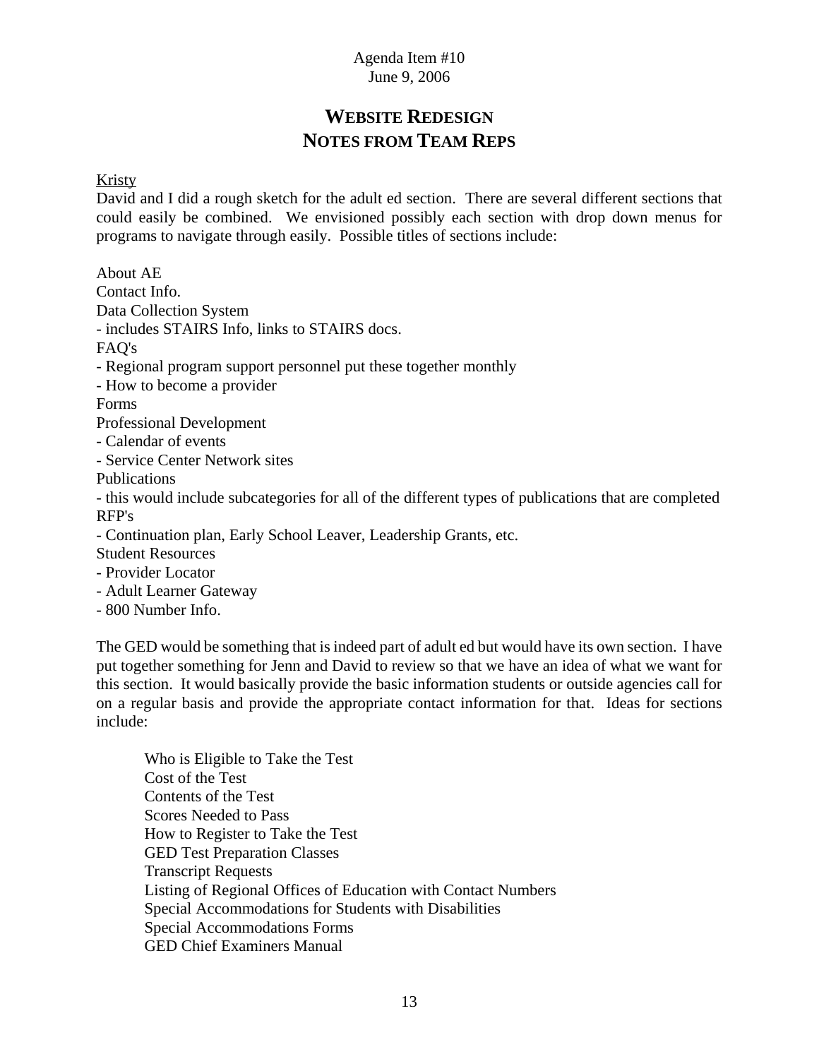Agenda Item #10
June 9, 2006

# WEBSITE REDESIGN
# NOTES FROM TEAM REPS

Kristy

David and I did a rough sketch for the adult ed section. There are several different sections that could easily be combined. We envisioned possibly each section with drop down menus for programs to navigate through easily. Possible titles of sections include:

About AE
Contact Info.
Data Collection System
- includes STAIRS Info, links to STAIRS docs.
FAQ's
- Regional program support personnel put these together monthly
- How to become a provider
Forms
Professional Development
- Calendar of events
- Service Center Network sites
Publications
- this would include subcategories for all of the different types of publications that are completed
RFP's
- Continuation plan, Early School Leaver, Leadership Grants, etc.
Student Resources
- Provider Locator
- Adult Learner Gateway
- 800 Number Info.

The GED would be something that is indeed part of adult ed but would have its own section. I have put together something for Jenn and David to review so that we have an idea of what we want for this section. It would basically provide the basic information students or outside agencies call for on a regular basis and provide the appropriate contact information for that. Ideas for sections include:

Who is Eligible to Take the Test
Cost of the Test
Contents of the Test
Scores Needed to Pass
How to Register to Take the Test
GED Test Preparation Classes
Transcript Requests
Listing of Regional Offices of Education with Contact Numbers
Special Accommodations for Students with Disabilities
Special Accommodations Forms
GED Chief Examiners Manual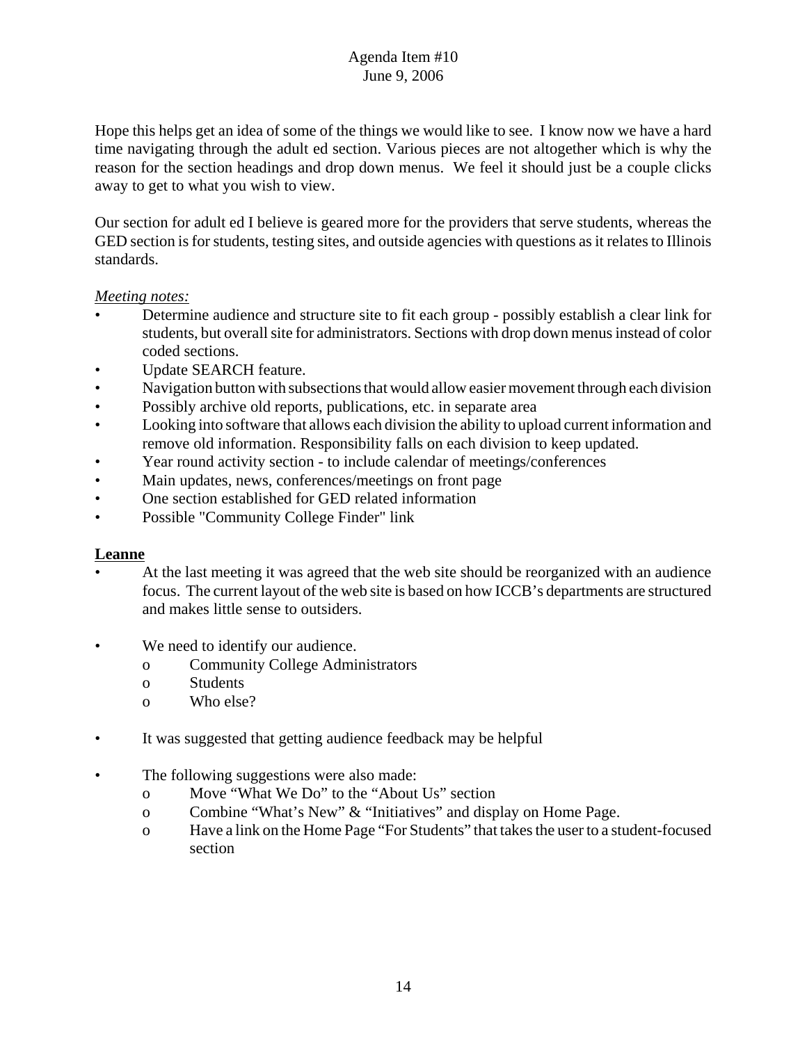Hope this helps get an idea of some of the things we would like to see. I know now we have a hard time navigating through the adult ed section. Various pieces are not altogether which is why the reason for the section headings and drop down menus. We feel it should just be a couple clicks away to get to what you wish to view.

Our section for adult ed I believe is geared more for the providers that serve students, whereas the GED section is for students, testing sites, and outside agencies with questions as it relates to Illinois standards.

*Meeting notes:*

- Determine audience and structure site to fit each group - possibly establish a clear link for students, but overall site for administrators. Sections with drop down menus instead of color coded sections.
- Update SEARCH feature.
- Navigation button with subsections that would allow easier movement through each division
- Possibly archive old reports, publications, etc. in separate area
- Looking into software that allows each division the ability to upload current information and remove old information. Responsibility falls on each division to keep updated.
- Year round activity section - to include calendar of meetings/conferences
- Main updates, news, conferences/meetings on front page
- One section established for GED related information
- Possible "Community College Finder" link

**Leanne**

- At the last meeting it was agreed that the web site should be reorganized with an audience focus. The current layout of the web site is based on how ICCB's departments are structured and makes little sense to outsiders.

- We need to identify our audience.
  - Community College Administrators
  - Students
  - Who else?

- It was suggested that getting audience feedback may be helpful

- The following suggestions were also made:
  - Move "What We Do" to the "About Us" section
  - Combine "What's New" & "Initiatives" and display on Home Page.
  - Have a link on the Home Page "For Students" that takes the user to a student-focused section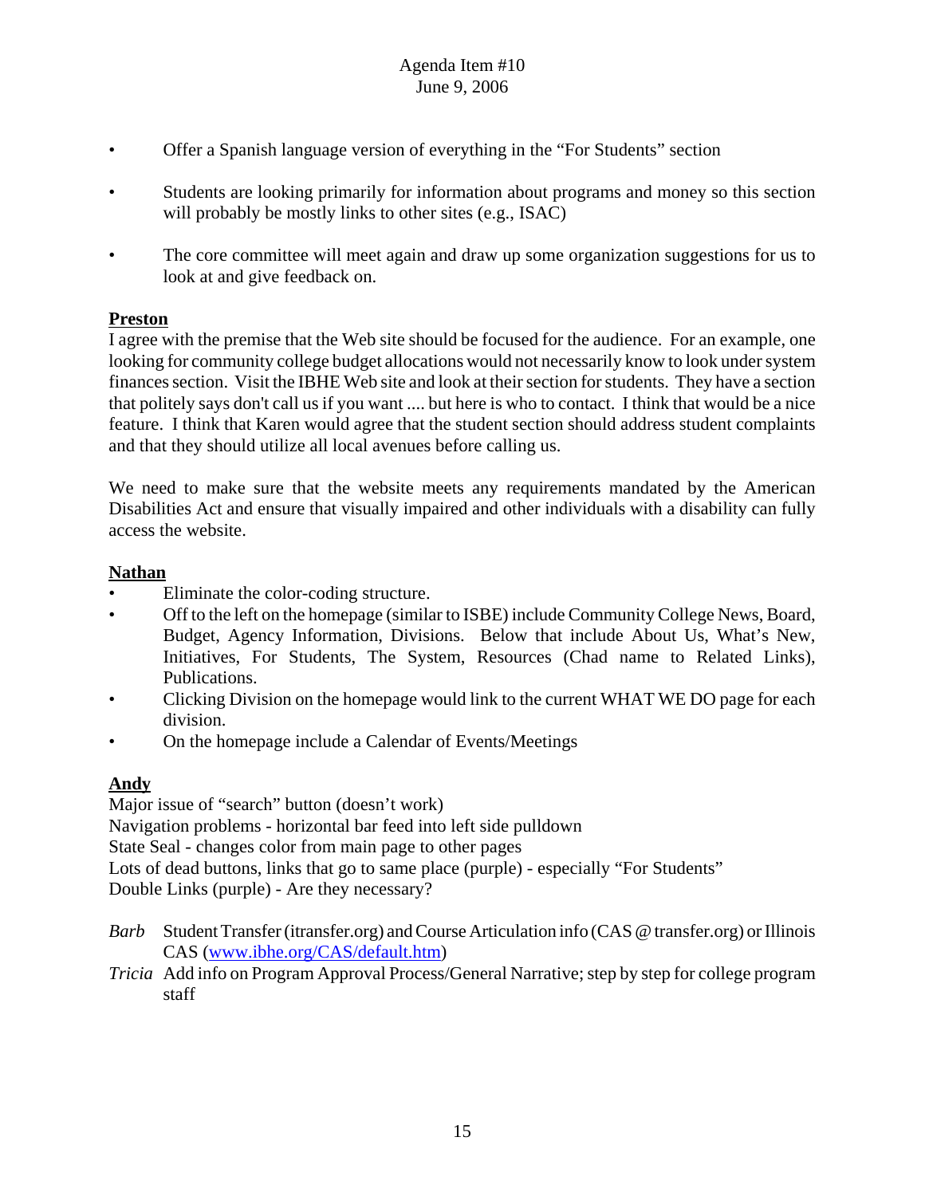- Offer a Spanish language version of everything in the "For Students" section
- Students are looking primarily for information about programs and money so this section will probably be mostly links to other sites (e.g., ISAC)
- The core committee will meet again and draw up some organization suggestions for us to look at and give feedback on.

**Preston**

I agree with the premise that the Web site should be focused for the audience. For an example, one looking for community college budget allocations would not necessarily know to look under system finances section. Visit the IBHE Web site and look at their section for students. They have a section that politely says don't call us if you want .... but here is who to contact. I think that would be a nice feature. I think that Karen would agree that the student section should address student complaints and that they should utilize all local avenues before calling us.

We need to make sure that the website meets any requirements mandated by the American Disabilities Act and ensure that visually impaired and other individuals with a disability can fully access the website.

**Nathan**

- Eliminate the color-coding structure.
- Off to the left on the homepage (similar to ISBE) include Community College News, Board, Budget, Agency Information, Divisions. Below that include About Us, What's New, Initiatives, For Students, The System, Resources (Chad name to Related Links), Publications.
- Clicking Division on the homepage would link to the current WHAT WE DO page for each division.
- On the homepage include a Calendar of Events/Meetings

**Andy**

Major issue of "search" button (doesn't work)
Navigation problems - horizontal bar feed into left side pulldown
State Seal - changes color from main page to other pages
Lots of dead buttons, links that go to same place (purple) - especially "For Students"
Double Links (purple) - Are they necessary?

*Barb* Student Transfer (itransfer.org) and Course Articulation info (CAS @ transfer.org) or Illinois CAS (www.ibhe.org/CAS/default.htm)

*Tricia* Add info on Program Approval Process/General Narrative; step by step for college program staff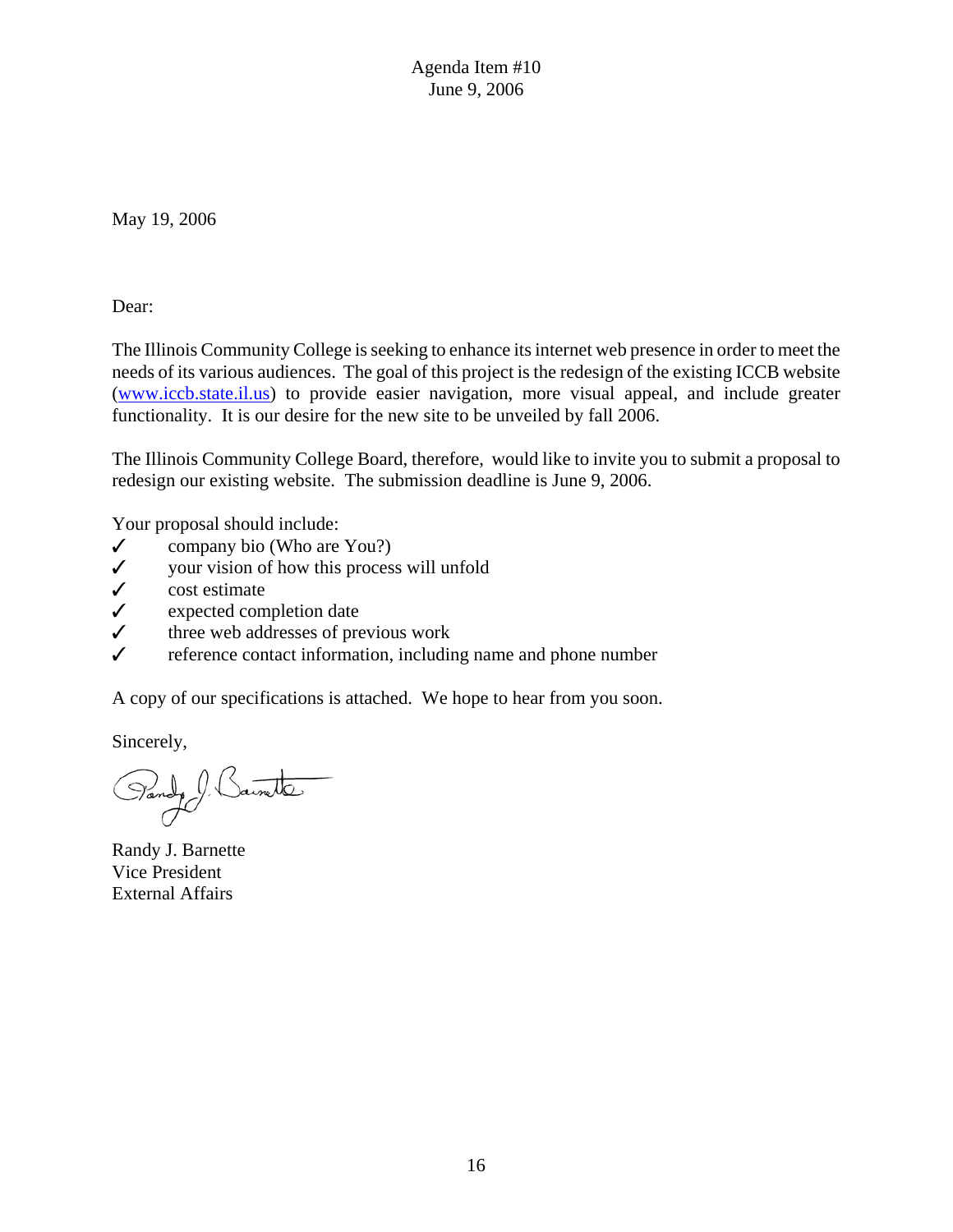Agenda Item #10
June 9, 2006

May 19, 2006

Dear:

The Illinois Community College is seeking to enhance its internet web presence in order to meet the needs of its various audiences. The goal of this project is the redesign of the existing ICCB website (www.iccb.state.il.us) to provide easier navigation, more visual appeal, and include greater functionality. It is our desire for the new site to be unveiled by fall 2006.

The Illinois Community College Board, therefore, would like to invite you to submit a proposal to redesign our existing website. The submission deadline is June 9, 2006.

Your proposal should include:

- ✓ company bio (Who are You?)
- ✓ your vision of how this process will unfold
- ✓ cost estimate
- ✓ expected completion date
- ✓ three web addresses of previous work
- ✓ reference contact information, including name and phone number

A copy of our specifications is attached. We hope to hear from you soon.

Sincerely,

Randy J. Barnette
Vice President
External Affairs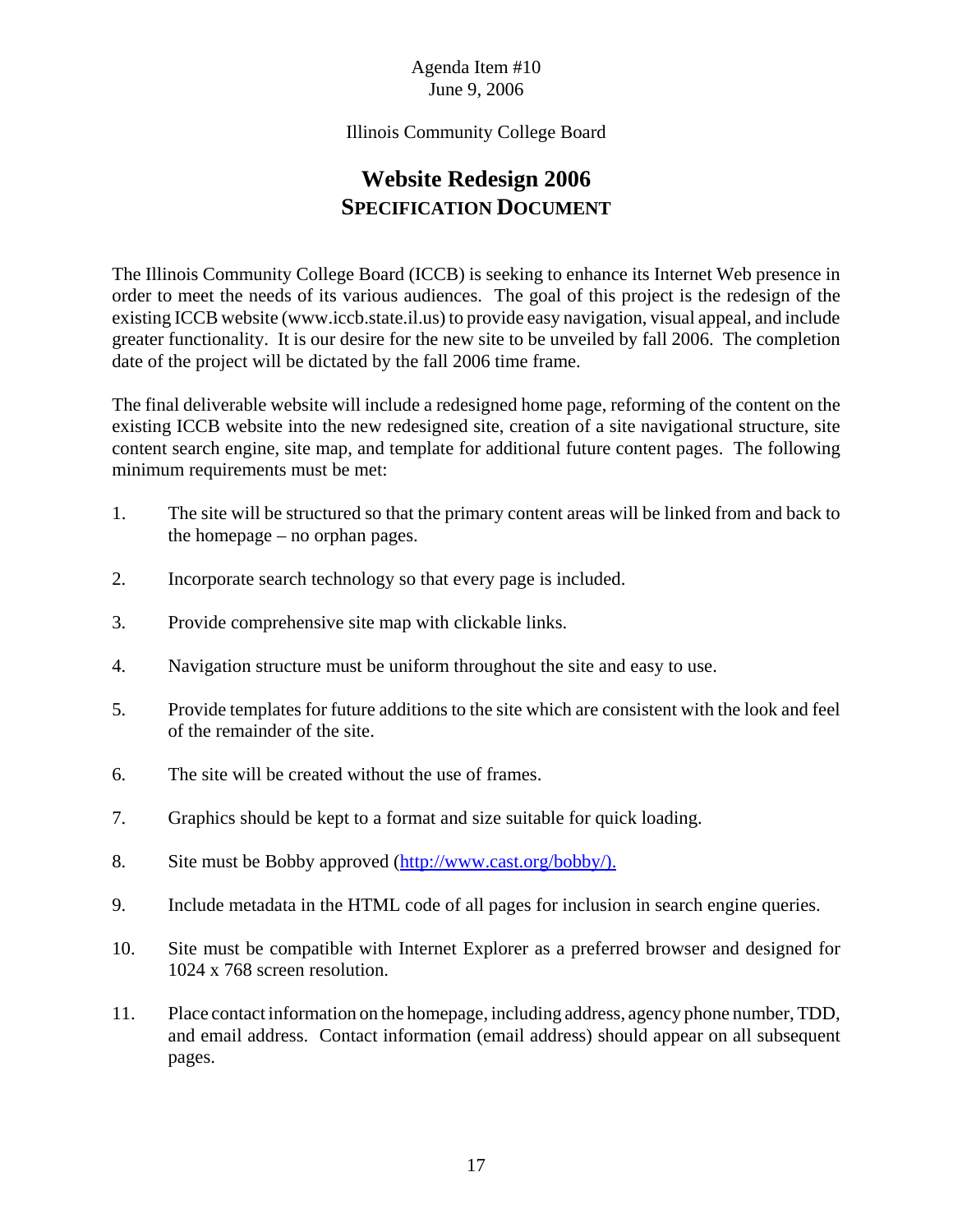Agenda Item #10
June 9, 2006

Illinois Community College Board

# Website Redesign 2006
## SPECIFICATION DOCUMENT

The Illinois Community College Board (ICCB) is seeking to enhance its Internet Web presence in order to meet the needs of its various audiences. The goal of this project is the redesign of the existing ICCB website (www.iccb.state.il.us) to provide easy navigation, visual appeal, and include greater functionality. It is our desire for the new site to be unveiled by fall 2006. The completion date of the project will be dictated by the fall 2006 time frame.

The final deliverable website will include a redesigned home page, reforming of the content on the existing ICCB website into the new redesigned site, creation of a site navigational structure, site content search engine, site map, and template for additional future content pages. The following minimum requirements must be met:

1. The site will be structured so that the primary content areas will be linked from and back to the homepage – no orphan pages.

2. Incorporate search technology so that every page is included.

3. Provide comprehensive site map with clickable links.

4. Navigation structure must be uniform throughout the site and easy to use.

5. Provide templates for future additions to the site which are consistent with the look and feel of the remainder of the site.

6. The site will be created without the use of frames.

7. Graphics should be kept to a format and size suitable for quick loading.

8. Site must be Bobby approved (http://www.cast.org/bobby/).

9. Include metadata in the HTML code of all pages for inclusion in search engine queries.

10. Site must be compatible with Internet Explorer as a preferred browser and designed for 1024 x 768 screen resolution.

11. Place contact information on the homepage, including address, agency phone number, TDD, and email address. Contact information (email address) should appear on all subsequent pages.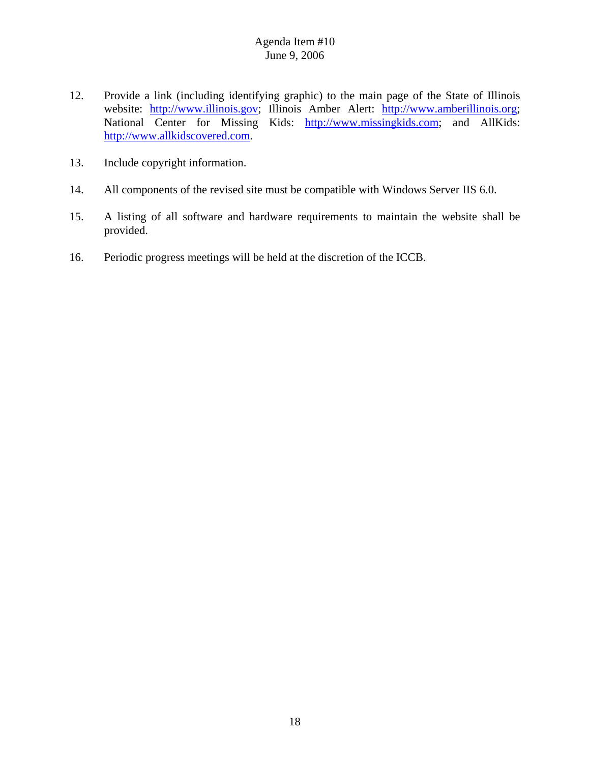12. Provide a link (including identifying graphic) to the main page of the State of Illinois website: http://www.illinois.gov; Illinois Amber Alert: http://www.amberillinois.org; National Center for Missing Kids: http://www.missingkids.com; and AllKids: http://www.allkidscovered.com.

13. Include copyright information.

14. All components of the revised site must be compatible with Windows Server IIS 6.0.

15. A listing of all software and hardware requirements to maintain the website shall be provided.

16. Periodic progress meetings will be held at the discretion of the ICCB.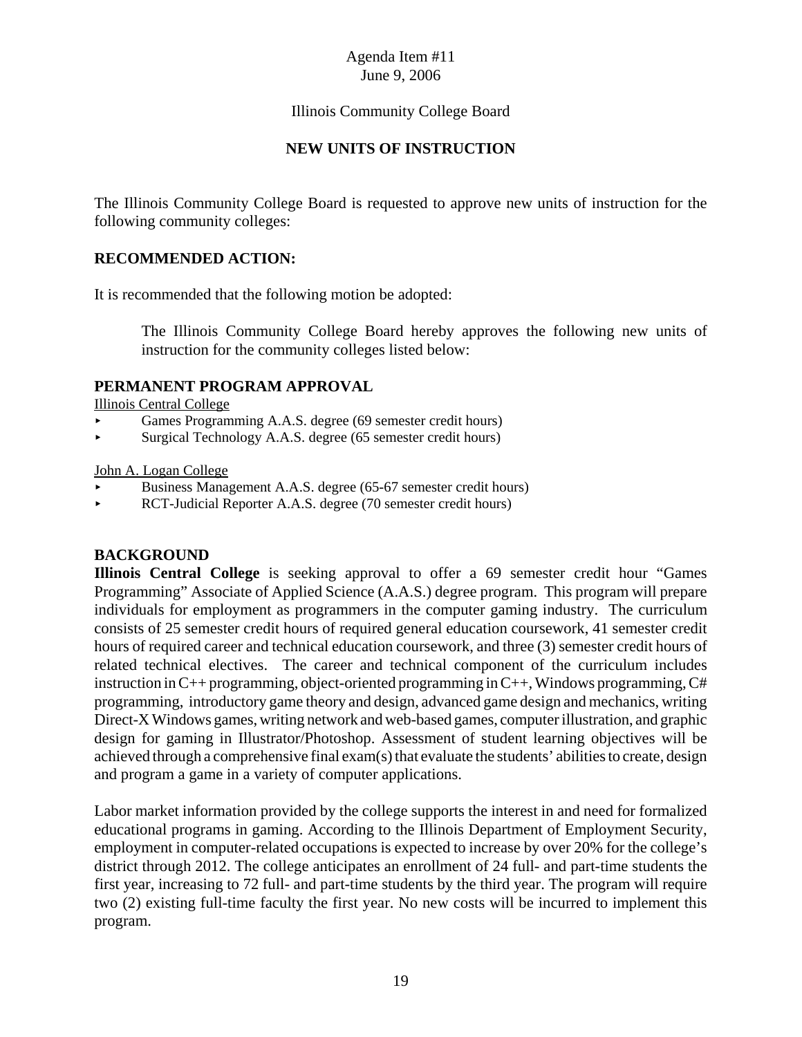Agenda Item #11
June 9, 2006

Illinois Community College Board

## NEW UNITS OF INSTRUCTION

The Illinois Community College Board is requested to approve new units of instruction for the following community colleges:

**RECOMMENDED ACTION:**

It is recommended that the following motion be adopted:

> The Illinois Community College Board hereby approves the following new units of instruction for the community colleges listed below:

**PERMANENT PROGRAM APPROVAL**

Illinois Central College

- Games Programming A.A.S. degree (69 semester credit hours)
- Surgical Technology A.A.S. degree (65 semester credit hours)

John A. Logan College

- Business Management A.A.S. degree (65-67 semester credit hours)
- RCT-Judicial Reporter A.A.S. degree (70 semester credit hours)

**BACKGROUND**

**Illinois Central College** is seeking approval to offer a 69 semester credit hour "Games Programming" Associate of Applied Science (A.A.S.) degree program. This program will prepare individuals for employment as programmers in the computer gaming industry. The curriculum consists of 25 semester credit hours of required general education coursework, 41 semester credit hours of required career and technical education coursework, and three (3) semester credit hours of related technical electives. The career and technical component of the curriculum includes instruction in C++ programming, object-oriented programming in C++, Windows programming, C# programming, introductory game theory and design, advanced game design and mechanics, writing Direct-X Windows games, writing network and web-based games, computer illustration, and graphic design for gaming in Illustrator/Photoshop. Assessment of student learning objectives will be achieved through a comprehensive final exam(s) that evaluate the students' abilities to create, design and program a game in a variety of computer applications.

Labor market information provided by the college supports the interest in and need for formalized educational programs in gaming. According to the Illinois Department of Employment Security, employment in computer-related occupations is expected to increase by over 20% for the college's district through 2012. The college anticipates an enrollment of 24 full- and part-time students the first year, increasing to 72 full- and part-time students by the third year. The program will require two (2) existing full-time faculty the first year. No new costs will be incurred to implement this program.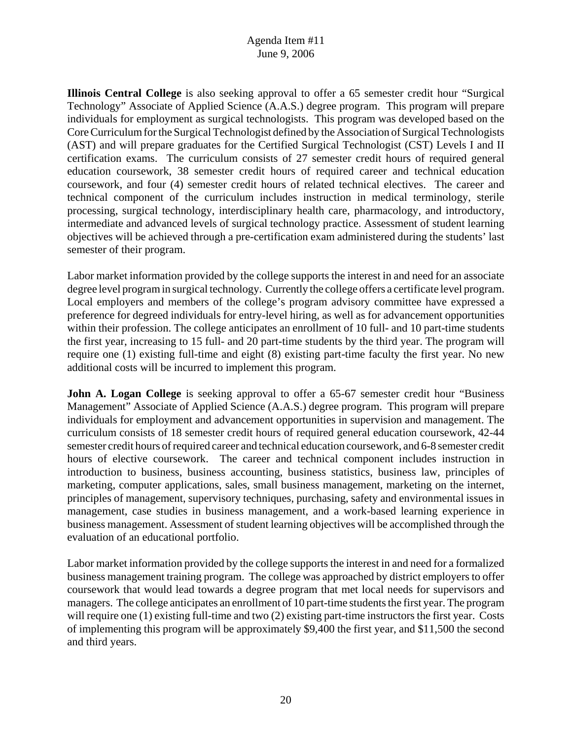**Illinois Central College** is also seeking approval to offer a 65 semester credit hour "Surgical Technology" Associate of Applied Science (A.A.S.) degree program. This program will prepare individuals for employment as surgical technologists. This program was developed based on the Core Curriculum for the Surgical Technologist defined by the Association of Surgical Technologists (AST) and will prepare graduates for the Certified Surgical Technologist (CST) Levels I and II certification exams. The curriculum consists of 27 semester credit hours of required general education coursework, 38 semester credit hours of required career and technical education coursework, and four (4) semester credit hours of related technical electives. The career and technical component of the curriculum includes instruction in medical terminology, sterile processing, surgical technology, interdisciplinary health care, pharmacology, and introductory, intermediate and advanced levels of surgical technology practice. Assessment of student learning objectives will be achieved through a pre-certification exam administered during the students' last semester of their program.

Labor market information provided by the college supports the interest in and need for an associate degree level program in surgical technology. Currently the college offers a certificate level program. Local employers and members of the college's program advisory committee have expressed a preference for degreed individuals for entry-level hiring, as well as for advancement opportunities within their profession. The college anticipates an enrollment of 10 full- and 10 part-time students the first year, increasing to 15 full- and 20 part-time students by the third year. The program will require one (1) existing full-time and eight (8) existing part-time faculty the first year. No new additional costs will be incurred to implement this program.

**John A. Logan College** is seeking approval to offer a 65-67 semester credit hour "Business Management" Associate of Applied Science (A.A.S.) degree program. This program will prepare individuals for employment and advancement opportunities in supervision and management. The curriculum consists of 18 semester credit hours of required general education coursework, 42-44 semester credit hours of required career and technical education coursework, and 6-8 semester credit hours of elective coursework. The career and technical component includes instruction in introduction to business, business accounting, business statistics, business law, principles of marketing, computer applications, sales, small business management, marketing on the internet, principles of management, supervisory techniques, purchasing, safety and environmental issues in management, case studies in business management, and a work-based learning experience in business management. Assessment of student learning objectives will be accomplished through the evaluation of an educational portfolio.

Labor market information provided by the college supports the interest in and need for a formalized business management training program. The college was approached by district employers to offer coursework that would lead towards a degree program that met local needs for supervisors and managers. The college anticipates an enrollment of 10 part-time students the first year. The program will require one (1) existing full-time and two (2) existing part-time instructors the first year. Costs of implementing this program will be approximately $9,400 the first year, and $11,500 the second and third years.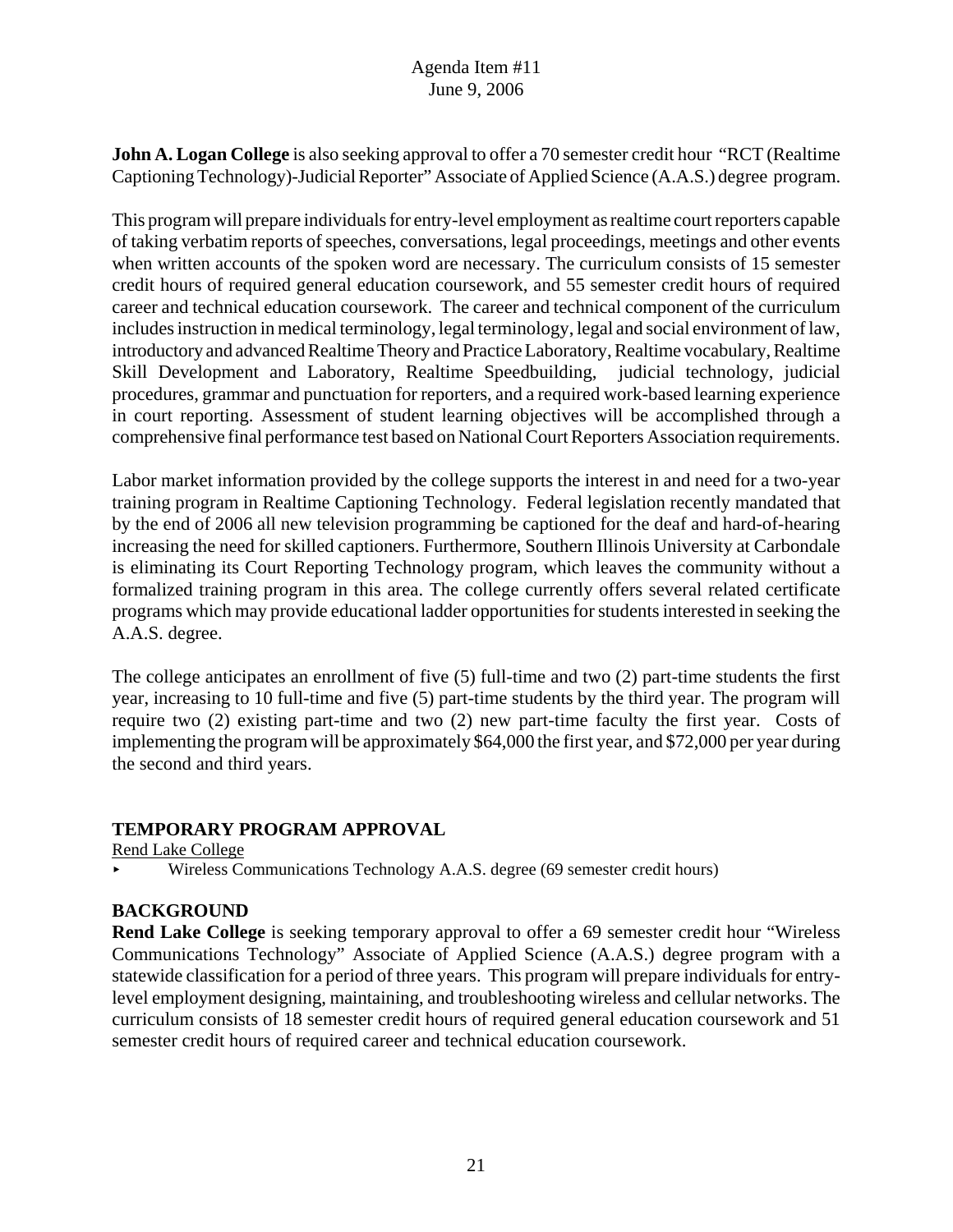**John A. Logan College** is also seeking approval to offer a 70 semester credit hour "RCT (Realtime Captioning Technology)-Judicial Reporter" Associate of Applied Science (A.A.S.) degree program.

This program will prepare individuals for entry-level employment as realtime court reporters capable of taking verbatim reports of speeches, conversations, legal proceedings, meetings and other events when written accounts of the spoken word are necessary. The curriculum consists of 15 semester credit hours of required general education coursework, and 55 semester credit hours of required career and technical education coursework. The career and technical component of the curriculum includes instruction in medical terminology, legal terminology, legal and social environment of law, introductory and advanced Realtime Theory and Practice Laboratory, Realtime vocabulary, Realtime Skill Development and Laboratory, Realtime Speedbuilding, judicial technology, judicial procedures, grammar and punctuation for reporters, and a required work-based learning experience in court reporting. Assessment of student learning objectives will be accomplished through a comprehensive final performance test based on National Court Reporters Association requirements.

Labor market information provided by the college supports the interest in and need for a two-year training program in Realtime Captioning Technology. Federal legislation recently mandated that by the end of 2006 all new television programming be captioned for the deaf and hard-of-hearing increasing the need for skilled captioners. Furthermore, Southern Illinois University at Carbondale is eliminating its Court Reporting Technology program, which leaves the community without a formalized training program in this area. The college currently offers several related certificate programs which may provide educational ladder opportunities for students interested in seeking the A.A.S. degree.

The college anticipates an enrollment of five (5) full-time and two (2) part-time students the first year, increasing to 10 full-time and five (5) part-time students by the third year. The program will require two (2) existing part-time and two (2) new part-time faculty the first year. Costs of implementing the program will be approximately $64,000 the first year, and $72,000 per year during the second and third years.

## TEMPORARY PROGRAM APPROVAL

Rend Lake College

- Wireless Communications Technology A.A.S. degree (69 semester credit hours)

## BACKGROUND

**Rend Lake College** is seeking temporary approval to offer a 69 semester credit hour "Wireless Communications Technology" Associate of Applied Science (A.A.S.) degree program with a statewide classification for a period of three years. This program will prepare individuals for entry-level employment designing, maintaining, and troubleshooting wireless and cellular networks. The curriculum consists of 18 semester credit hours of required general education coursework and 51 semester credit hours of required career and technical education coursework.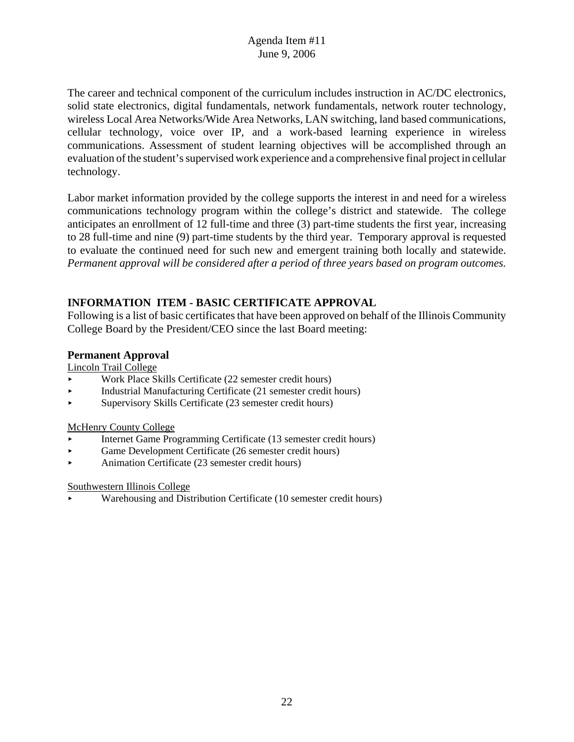The career and technical component of the curriculum includes instruction in AC/DC electronics, solid state electronics, digital fundamentals, network fundamentals, network router technology, wireless Local Area Networks/Wide Area Networks, LAN switching, land based communications, cellular technology, voice over IP, and a work-based learning experience in wireless communications. Assessment of student learning objectives will be accomplished through an evaluation of the student's supervised work experience and a comprehensive final project in cellular technology.

Labor market information provided by the college supports the interest in and need for a wireless communications technology program within the college's district and statewide. The college anticipates an enrollment of 12 full-time and three (3) part-time students the first year, increasing to 28 full-time and nine (9) part-time students by the third year. Temporary approval is requested to evaluate the continued need for such new and emergent training both locally and statewide. *Permanent approval will be considered after a period of three years based on program outcomes.*

## INFORMATION ITEM - BASIC CERTIFICATE APPROVAL

Following is a list of basic certificates that have been approved on behalf of the Illinois Community College Board by the President/CEO since the last Board meeting:

### Permanent Approval

Lincoln Trail College

- Work Place Skills Certificate (22 semester credit hours)
- Industrial Manufacturing Certificate (21 semester credit hours)
- Supervisory Skills Certificate (23 semester credit hours)

McHenry County College

- Internet Game Programming Certificate (13 semester credit hours)
- Game Development Certificate (26 semester credit hours)
- Animation Certificate (23 semester credit hours)

Southwestern Illinois College

- Warehousing and Distribution Certificate (10 semester credit hours)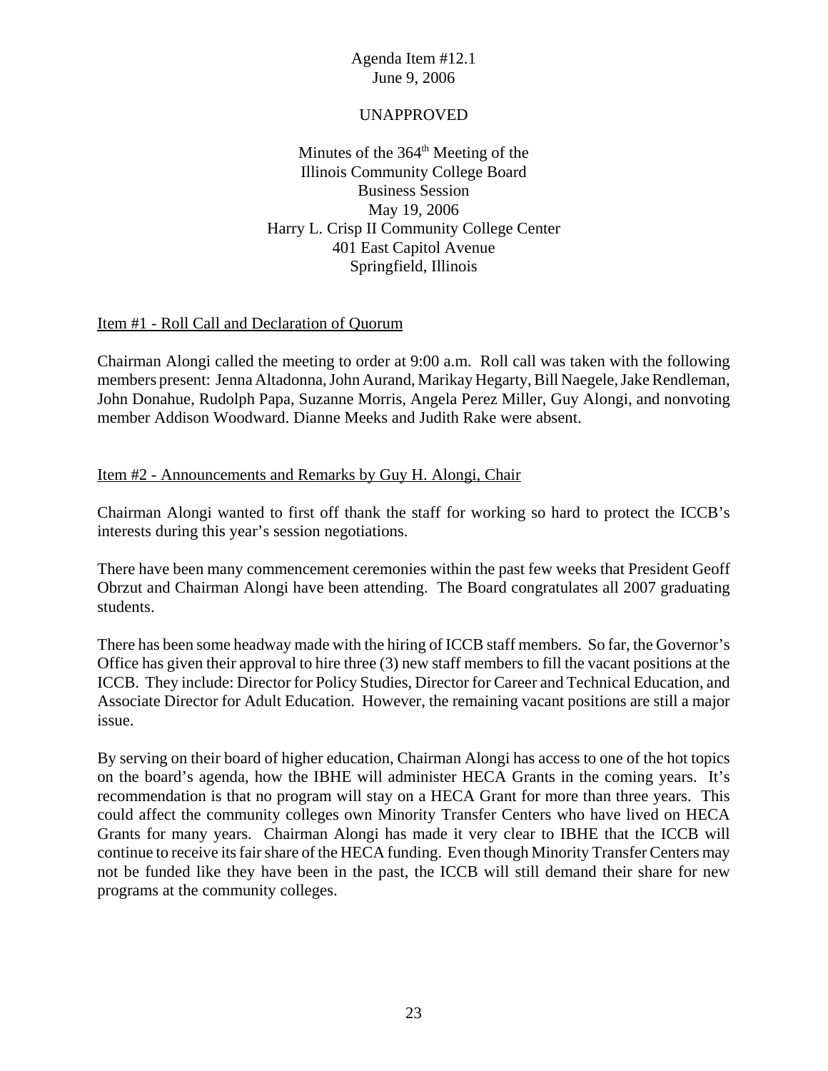Agenda Item #12.1
June 9, 2006

UNAPPROVED

Minutes of the 364th Meeting of the
Illinois Community College Board
Business Session
May 19, 2006
Harry L. Crisp II Community College Center
401 East Capitol Avenue
Springfield, Illinois

Item #1 - Roll Call and Declaration of Quorum

Chairman Alongi called the meeting to order at 9:00 a.m. Roll call was taken with the following members present: Jenna Altadonna, John Aurand, Marikay Hegarty, Bill Naegele, Jake Rendleman, John Donahue, Rudolph Papa, Suzanne Morris, Angela Perez Miller, Guy Alongi, and nonvoting member Addison Woodward. Dianne Meeks and Judith Rake were absent.

Item #2 - Announcements and Remarks by Guy H. Alongi, Chair

Chairman Alongi wanted to first off thank the staff for working so hard to protect the ICCB's interests during this year's session negotiations.

There have been many commencement ceremonies within the past few weeks that President Geoff Obrzut and Chairman Alongi have been attending. The Board congratulates all 2007 graduating students.

There has been some headway made with the hiring of ICCB staff members. So far, the Governor's Office has given their approval to hire three (3) new staff members to fill the vacant positions at the ICCB. They include: Director for Policy Studies, Director for Career and Technical Education, and Associate Director for Adult Education. However, the remaining vacant positions are still a major issue.

By serving on their board of higher education, Chairman Alongi has access to one of the hot topics on the board's agenda, how the IBHE will administer HECA Grants in the coming years. It's recommendation is that no program will stay on a HECA Grant for more than three years. This could affect the community colleges own Minority Transfer Centers who have lived on HECA Grants for many years. Chairman Alongi has made it very clear to IBHE that the ICCB will continue to receive its fair share of the HECA funding. Even though Minority Transfer Centers may not be funded like they have been in the past, the ICCB will still demand their share for new programs at the community colleges.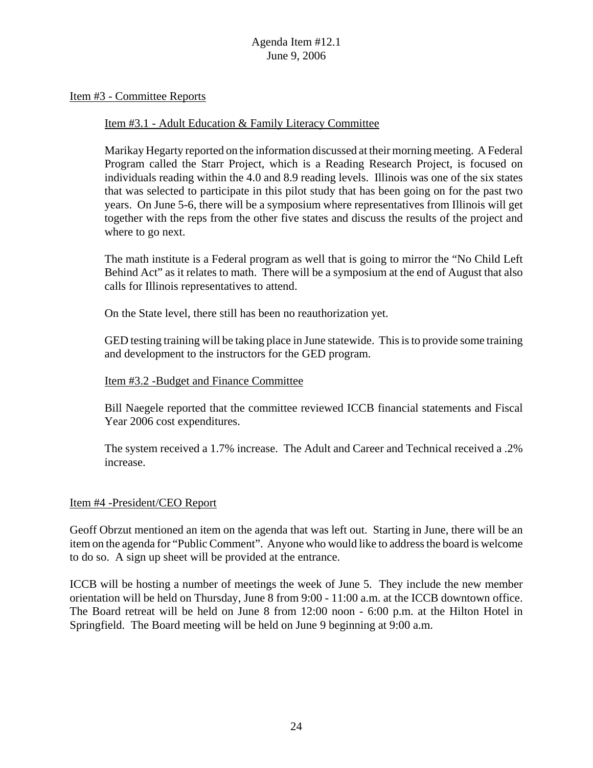Agenda Item #12.1
June 9, 2006

## Item #3 - Committee Reports

### Item #3.1 - Adult Education & Family Literacy Committee

Marikay Hegarty reported on the information discussed at their morning meeting. A Federal Program called the Starr Project, which is a Reading Research Project, is focused on individuals reading within the 4.0 and 8.9 reading levels. Illinois was one of the six states that was selected to participate in this pilot study that has been going on for the past two years. On June 5-6, there will be a symposium where representatives from Illinois will get together with the reps from the other five states and discuss the results of the project and where to go next.

The math institute is a Federal program as well that is going to mirror the "No Child Left Behind Act" as it relates to math. There will be a symposium at the end of August that also calls for Illinois representatives to attend.

On the State level, there still has been no reauthorization yet.

GED testing training will be taking place in June statewide. This is to provide some training and development to the instructors for the GED program.

### Item #3.2 -Budget and Finance Committee

Bill Naegele reported that the committee reviewed ICCB financial statements and Fiscal Year 2006 cost expenditures.

The system received a 1.7% increase. The Adult and Career and Technical received a .2% increase.

## Item #4 -President/CEO Report

Geoff Obrzut mentioned an item on the agenda that was left out. Starting in June, there will be an item on the agenda for "Public Comment". Anyone who would like to address the board is welcome to do so. A sign up sheet will be provided at the entrance.

ICCB will be hosting a number of meetings the week of June 5. They include the new member orientation will be held on Thursday, June 8 from 9:00 - 11:00 a.m. at the ICCB downtown office. The Board retreat will be held on June 8 from 12:00 noon - 6:00 p.m. at the Hilton Hotel in Springfield. The Board meeting will be held on June 9 beginning at 9:00 a.m.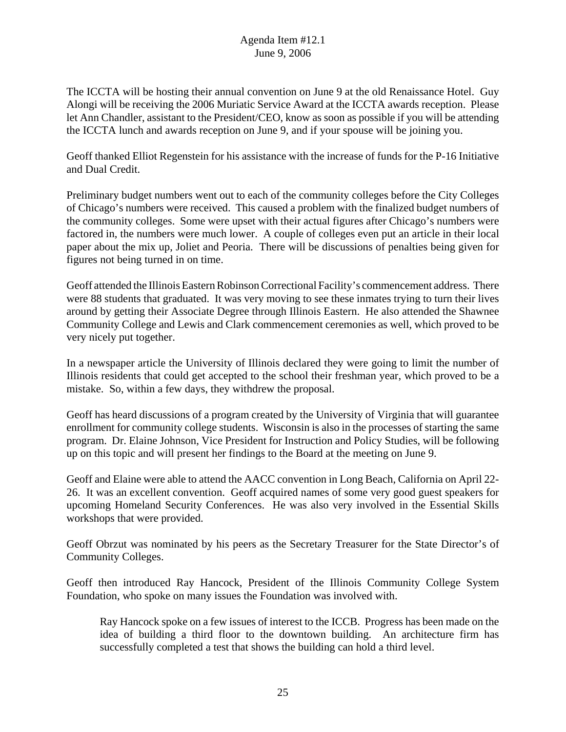The ICCTA will be hosting their annual convention on June 9 at the old Renaissance Hotel. Guy Alongi will be receiving the 2006 Muriatic Service Award at the ICCTA awards reception. Please let Ann Chandler, assistant to the President/CEO, know as soon as possible if you will be attending the ICCTA lunch and awards reception on June 9, and if your spouse will be joining you.

Geoff thanked Elliot Regenstein for his assistance with the increase of funds for the P-16 Initiative and Dual Credit.

Preliminary budget numbers went out to each of the community colleges before the City Colleges of Chicago's numbers were received. This caused a problem with the finalized budget numbers of the community colleges. Some were upset with their actual figures after Chicago's numbers were factored in, the numbers were much lower. A couple of colleges even put an article in their local paper about the mix up, Joliet and Peoria. There will be discussions of penalties being given for figures not being turned in on time.

Geoff attended the Illinois Eastern Robinson Correctional Facility's commencement address. There were 88 students that graduated. It was very moving to see these inmates trying to turn their lives around by getting their Associate Degree through Illinois Eastern. He also attended the Shawnee Community College and Lewis and Clark commencement ceremonies as well, which proved to be very nicely put together.

In a newspaper article the University of Illinois declared they were going to limit the number of Illinois residents that could get accepted to the school their freshman year, which proved to be a mistake. So, within a few days, they withdrew the proposal.

Geoff has heard discussions of a program created by the University of Virginia that will guarantee enrollment for community college students. Wisconsin is also in the processes of starting the same program. Dr. Elaine Johnson, Vice President for Instruction and Policy Studies, will be following up on this topic and will present her findings to the Board at the meeting on June 9.

Geoff and Elaine were able to attend the AACC convention in Long Beach, California on April 22-26. It was an excellent convention. Geoff acquired names of some very good guest speakers for upcoming Homeland Security Conferences. He was also very involved in the Essential Skills workshops that were provided.

Geoff Obrzut was nominated by his peers as the Secretary Treasurer for the State Director's of Community Colleges.

Geoff then introduced Ray Hancock, President of the Illinois Community College System Foundation, who spoke on many issues the Foundation was involved with.

> Ray Hancock spoke on a few issues of interest to the ICCB. Progress has been made on the idea of building a third floor to the downtown building. An architecture firm has successfully completed a test that shows the building can hold a third level.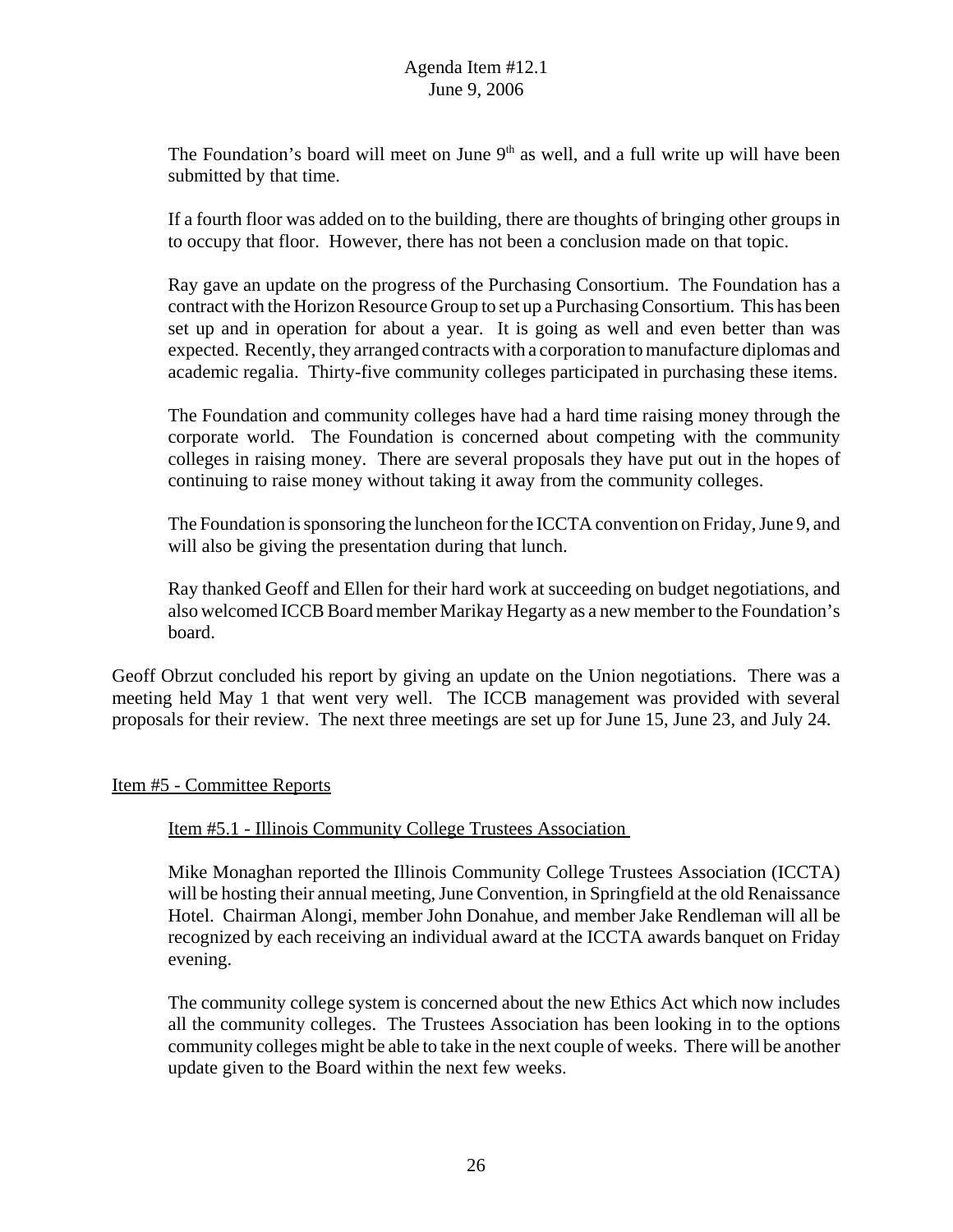The Foundation's board will meet on June 9th as well, and a full write up will have been submitted by that time.

If a fourth floor was added on to the building, there are thoughts of bringing other groups in to occupy that floor. However, there has not been a conclusion made on that topic.

Ray gave an update on the progress of the Purchasing Consortium. The Foundation has a contract with the Horizon Resource Group to set up a Purchasing Consortium. This has been set up and in operation for about a year. It is going as well and even better than was expected. Recently, they arranged contracts with a corporation to manufacture diplomas and academic regalia. Thirty-five community colleges participated in purchasing these items.

The Foundation and community colleges have had a hard time raising money through the corporate world. The Foundation is concerned about competing with the community colleges in raising money. There are several proposals they have put out in the hopes of continuing to raise money without taking it away from the community colleges.

The Foundation is sponsoring the luncheon for the ICCTA convention on Friday, June 9, and will also be giving the presentation during that lunch.

Ray thanked Geoff and Ellen for their hard work at succeeding on budget negotiations, and also welcomed ICCB Board member Marikay Hegarty as a new member to the Foundation's board.

Geoff Obrzut concluded his report by giving an update on the Union negotiations. There was a meeting held May 1 that went very well. The ICCB management was provided with several proposals for their review. The next three meetings are set up for June 15, June 23, and July 24.

Item #5 - Committee Reports

Item #5.1 - Illinois Community College Trustees Association

Mike Monaghan reported the Illinois Community College Trustees Association (ICCTA) will be hosting their annual meeting, June Convention, in Springfield at the old Renaissance Hotel. Chairman Alongi, member John Donahue, and member Jake Rendleman will all be recognized by each receiving an individual award at the ICCTA awards banquet on Friday evening.

The community college system is concerned about the new Ethics Act which now includes all the community colleges. The Trustees Association has been looking in to the options community colleges might be able to take in the next couple of weeks. There will be another update given to the Board within the next few weeks.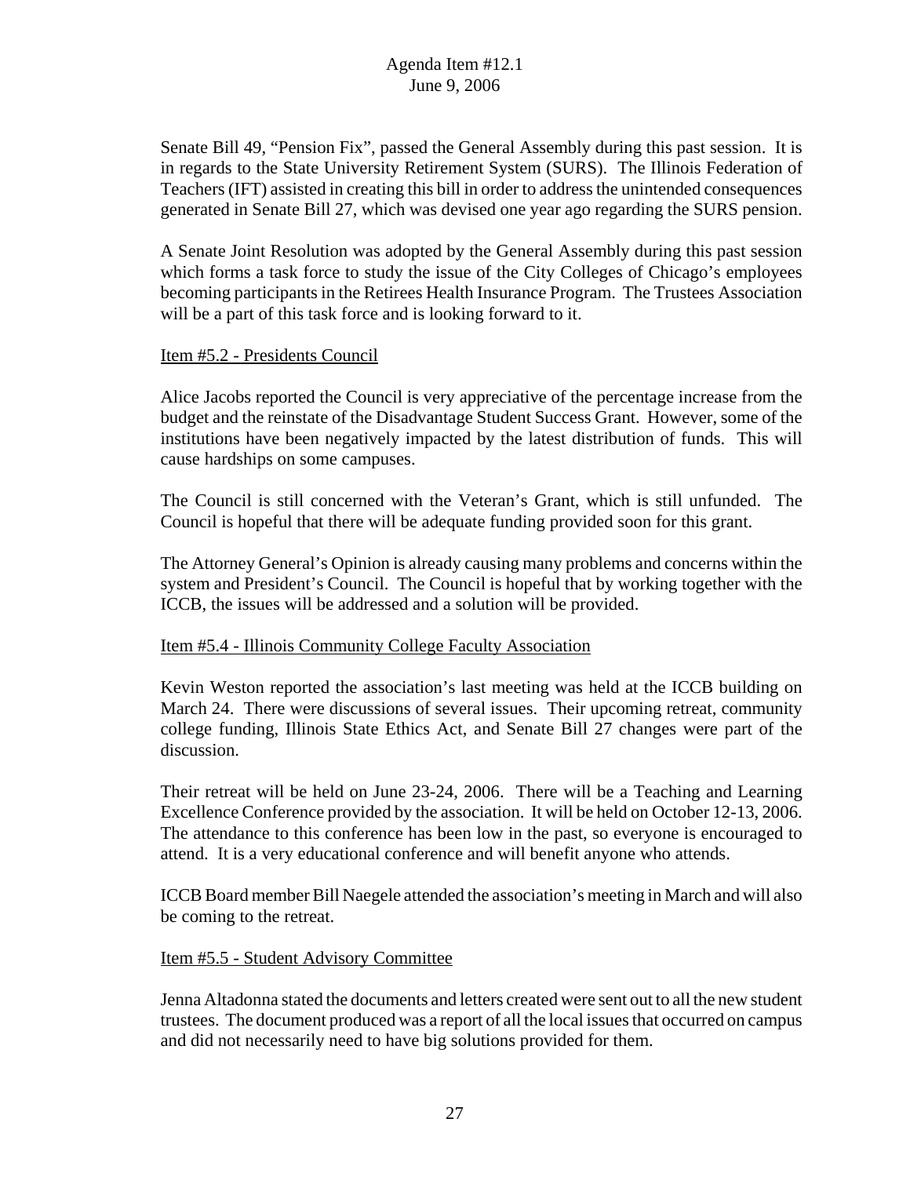Senate Bill 49, "Pension Fix", passed the General Assembly during this past session. It is in regards to the State University Retirement System (SURS). The Illinois Federation of Teachers (IFT) assisted in creating this bill in order to address the unintended consequences generated in Senate Bill 27, which was devised one year ago regarding the SURS pension.

A Senate Joint Resolution was adopted by the General Assembly during this past session which forms a task force to study the issue of the City Colleges of Chicago's employees becoming participants in the Retirees Health Insurance Program. The Trustees Association will be a part of this task force and is looking forward to it.

Item #5.2 - Presidents Council

Alice Jacobs reported the Council is very appreciative of the percentage increase from the budget and the reinstate of the Disadvantage Student Success Grant. However, some of the institutions have been negatively impacted by the latest distribution of funds. This will cause hardships on some campuses.

The Council is still concerned with the Veteran's Grant, which is still unfunded. The Council is hopeful that there will be adequate funding provided soon for this grant.

The Attorney General's Opinion is already causing many problems and concerns within the system and President's Council. The Council is hopeful that by working together with the ICCB, the issues will be addressed and a solution will be provided.

Item #5.4 - Illinois Community College Faculty Association

Kevin Weston reported the association's last meeting was held at the ICCB building on March 24. There were discussions of several issues. Their upcoming retreat, community college funding, Illinois State Ethics Act, and Senate Bill 27 changes were part of the discussion.

Their retreat will be held on June 23-24, 2006. There will be a Teaching and Learning Excellence Conference provided by the association. It will be held on October 12-13, 2006. The attendance to this conference has been low in the past, so everyone is encouraged to attend. It is a very educational conference and will benefit anyone who attends.

ICCB Board member Bill Naegele attended the association's meeting in March and will also be coming to the retreat.

Item #5.5 - Student Advisory Committee

Jenna Altadonna stated the documents and letters created were sent out to all the new student trustees. The document produced was a report of all the local issues that occurred on campus and did not necessarily need to have big solutions provided for them.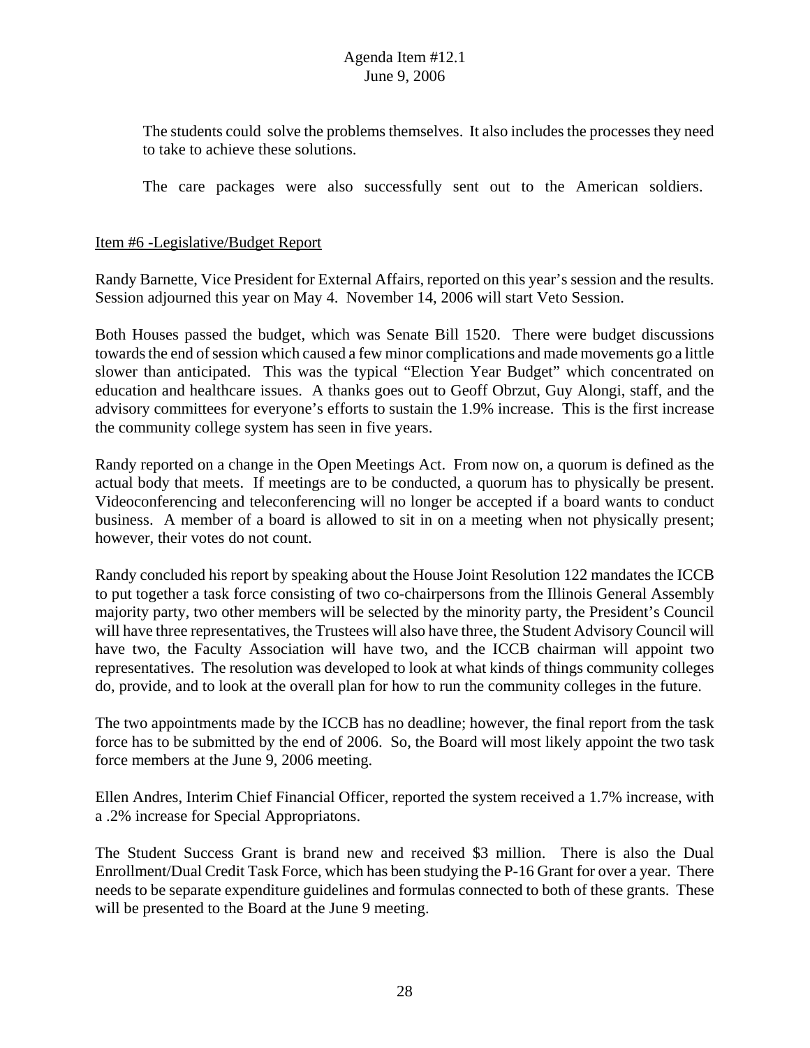The students could solve the problems themselves. It also includes the processes they need to take to achieve these solutions.

The care packages were also successfully sent out to the American soldiers.

Item #6 -Legislative/Budget Report

Randy Barnette, Vice President for External Affairs, reported on this year's session and the results. Session adjourned this year on May 4. November 14, 2006 will start Veto Session.

Both Houses passed the budget, which was Senate Bill 1520. There were budget discussions towards the end of session which caused a few minor complications and made movements go a little slower than anticipated. This was the typical "Election Year Budget" which concentrated on education and healthcare issues. A thanks goes out to Geoff Obrzut, Guy Alongi, staff, and the advisory committees for everyone's efforts to sustain the 1.9% increase. This is the first increase the community college system has seen in five years.

Randy reported on a change in the Open Meetings Act. From now on, a quorum is defined as the actual body that meets. If meetings are to be conducted, a quorum has to physically be present. Videoconferencing and teleconferencing will no longer be accepted if a board wants to conduct business. A member of a board is allowed to sit in on a meeting when not physically present; however, their votes do not count.

Randy concluded his report by speaking about the House Joint Resolution 122 mandates the ICCB to put together a task force consisting of two co-chairpersons from the Illinois General Assembly majority party, two other members will be selected by the minority party, the President's Council will have three representatives, the Trustees will also have three, the Student Advisory Council will have two, the Faculty Association will have two, and the ICCB chairman will appoint two representatives. The resolution was developed to look at what kinds of things community colleges do, provide, and to look at the overall plan for how to run the community colleges in the future.

The two appointments made by the ICCB has no deadline; however, the final report from the task force has to be submitted by the end of 2006. So, the Board will most likely appoint the two task force members at the June 9, 2006 meeting.

Ellen Andres, Interim Chief Financial Officer, reported the system received a 1.7% increase, with a .2% increase for Special Appropriatons.

The Student Success Grant is brand new and received $3 million. There is also the Dual Enrollment/Dual Credit Task Force, which has been studying the P-16 Grant for over a year. There needs to be separate expenditure guidelines and formulas connected to both of these grants. These will be presented to the Board at the June 9 meeting.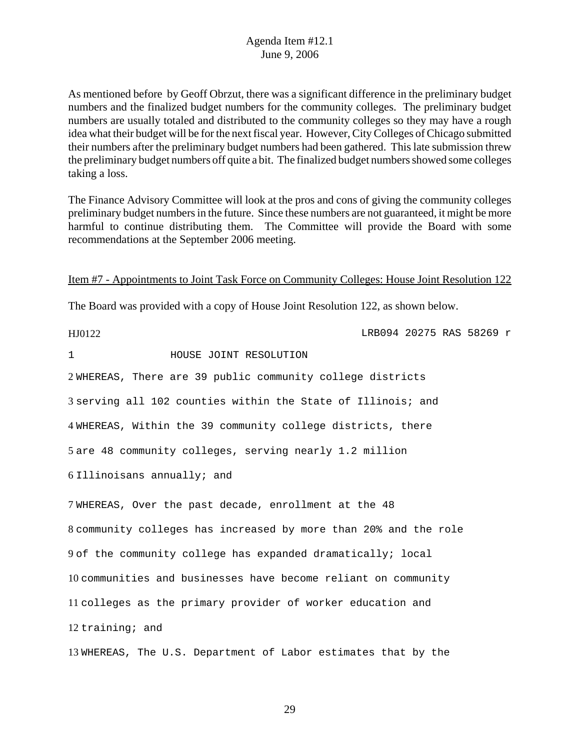As mentioned before by Geoff Obrzut, there was a significant difference in the preliminary budget numbers and the finalized budget numbers for the community colleges. The preliminary budget numbers are usually totaled and distributed to the community colleges so they may have a rough idea what their budget will be for the next fiscal year. However, City Colleges of Chicago submitted their numbers after the preliminary budget numbers had been gathered. This late submission threw the preliminary budget numbers off quite a bit. The finalized budget numbers showed some colleges taking a loss.

The Finance Advisory Committee will look at the pros and cons of giving the community colleges preliminary budget numbers in the future. Since these numbers are not guaranteed, it might be more harmful to continue distributing them. The Committee will provide the Board with some recommendations at the September 2006 meeting.

<u>Item #7 - Appointments to Joint Task Force on Community Colleges: House Joint Resolution 122</u>

The Board was provided with a copy of House Joint Resolution 122, as shown below.

```
HJ0122                                          LRB094 20275 RAS 58269 r

1               HOUSE JOINT RESOLUTION

2  WHEREAS, There are 39 public community college districts
3  serving all 102 counties within the State of Illinois; and
4  WHEREAS, Within the 39 community college districts, there
5  are 48 community colleges, serving nearly 1.2 million
6  Illinoisans annually; and
7  WHEREAS, Over the past decade, enrollment at the 48
8  community colleges has increased by more than 20% and the role
9  of the community college has expanded dramatically; local
10 communities and businesses have become reliant on community
11 colleges as the primary provider of worker education and
12 training; and
13 WHEREAS, The U.S. Department of Labor estimates that by the
```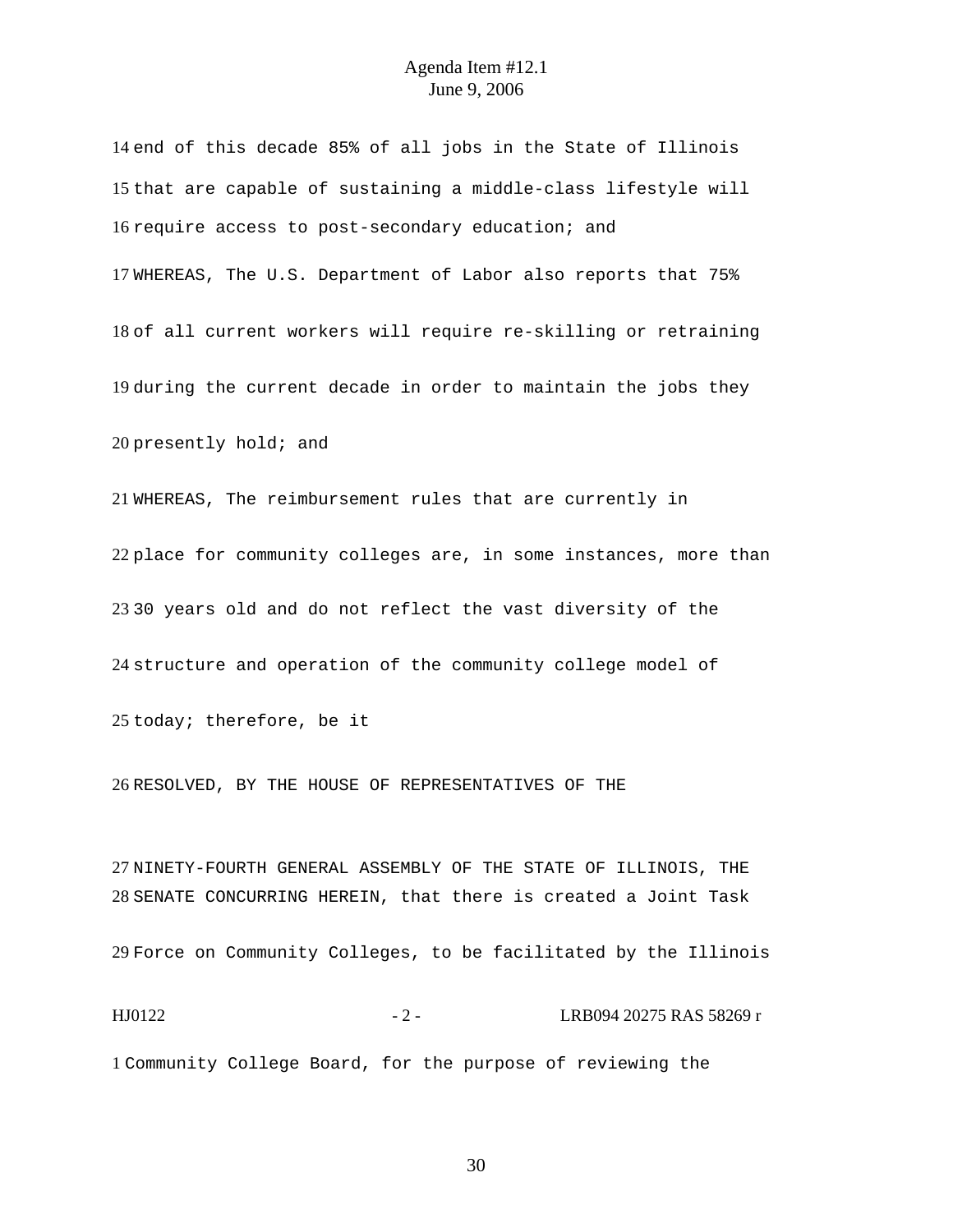14 end of this decade 85% of all jobs in the State of Illinois
15 that are capable of sustaining a middle-class lifestyle will
16 require access to post-secondary education; and

17 WHEREAS, The U.S. Department of Labor also reports that 75%
18 of all current workers will require re-skilling or retraining
19 during the current decade in order to maintain the jobs they
20 presently hold; and

21 WHEREAS, The reimbursement rules that are currently in
22 place for community colleges are, in some instances, more than
23 30 years old and do not reflect the vast diversity of the
24 structure and operation of the community college model of
25 today; therefore, be it

26 RESOLVED, BY THE HOUSE OF REPRESENTATIVES OF THE
27 NINETY-FOURTH GENERAL ASSEMBLY OF THE STATE OF ILLINOIS, THE
28 SENATE CONCURRING HEREIN, that there is created a Joint Task
29 Force on Community Colleges, to be facilitated by the Illinois

HJ0122 - 2 - LRB094 20275 RAS 58269 r

1 Community College Board, for the purpose of reviewing the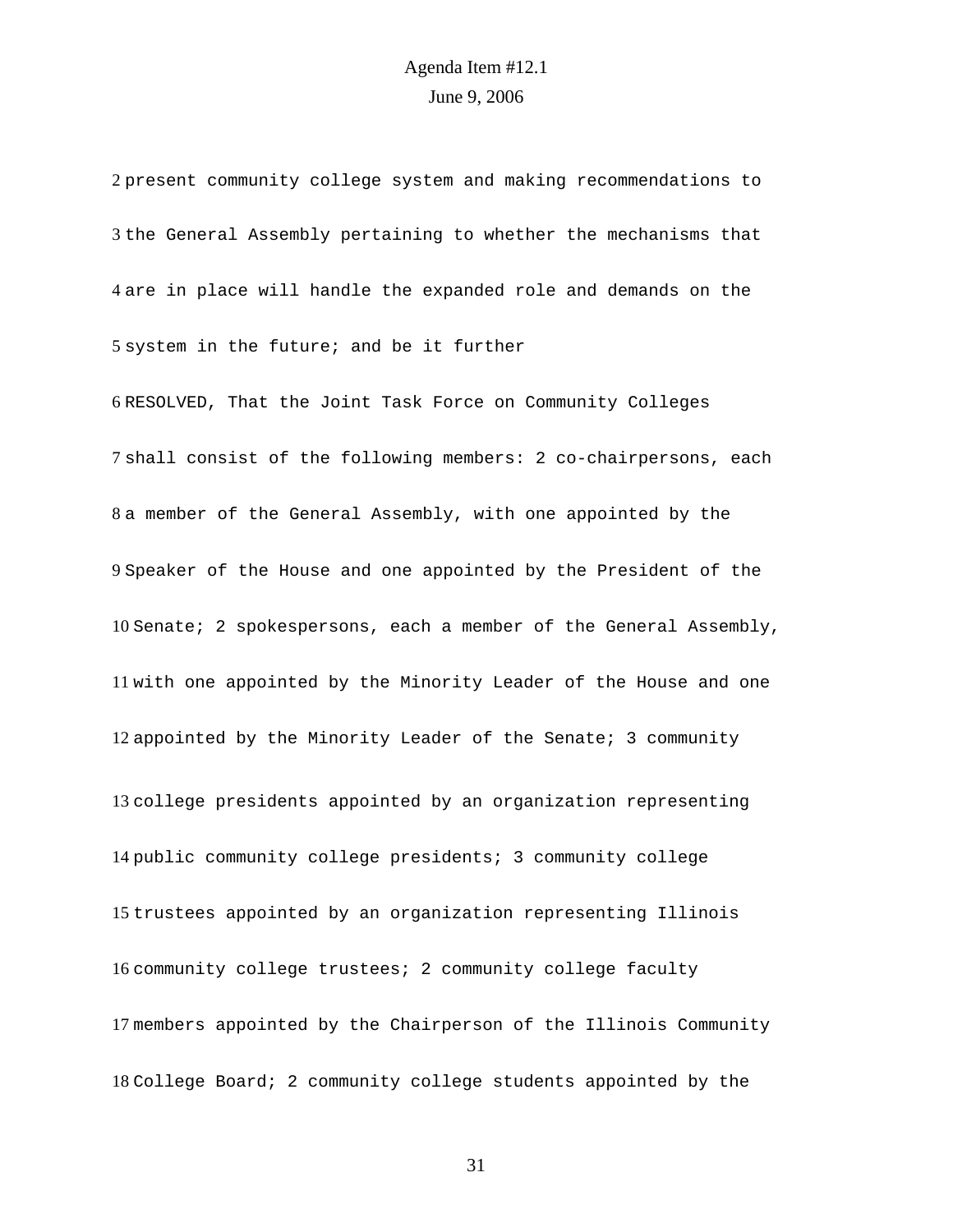present community college system and making recommendations to the General Assembly pertaining to whether the mechanisms that are in place will handle the expanded role and demands on the system in the future; and be it further

RESOLVED, That the Joint Task Force on Community Colleges shall consist of the following members: 2 co-chairpersons, each a member of the General Assembly, with one appointed by the Speaker of the House and one appointed by the President of the Senate; 2 spokespersons, each a member of the General Assembly, with one appointed by the Minority Leader of the House and one appointed by the Minority Leader of the Senate; 3 community college presidents appointed by an organization representing public community college presidents; 3 community college trustees appointed by an organization representing Illinois community college trustees; 2 community college faculty members appointed by the Chairperson of the Illinois Community College Board; 2 community college students appointed by the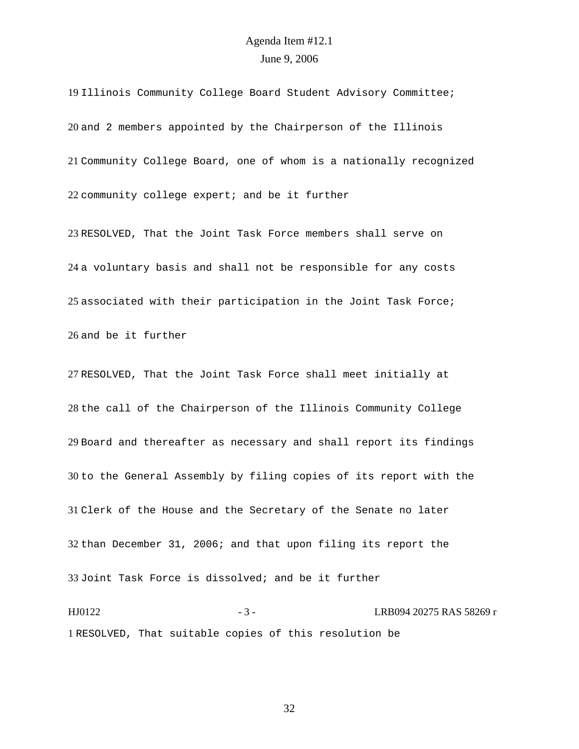19 Illinois Community College Board Student Advisory Committee;

20 and 2 members appointed by the Chairperson of the Illinois

21 Community College Board, one of whom is a nationally recognized

22 community college expert; and be it further

23 RESOLVED, That the Joint Task Force members shall serve on

24 a voluntary basis and shall not be responsible for any costs

25 associated with their participation in the Joint Task Force;

26 and be it further

27 RESOLVED, That the Joint Task Force shall meet initially at

28 the call of the Chairperson of the Illinois Community College

29 Board and thereafter as necessary and shall report its findings

30 to the General Assembly by filing copies of its report with the

31 Clerk of the House and the Secretary of the Senate no later

32 than December 31, 2006; and that upon filing its report the

33 Joint Task Force is dissolved; and be it further

HJ0122 - 3 - LRB094 20275 RAS 58269 r

1 RESOLVED, That suitable copies of this resolution be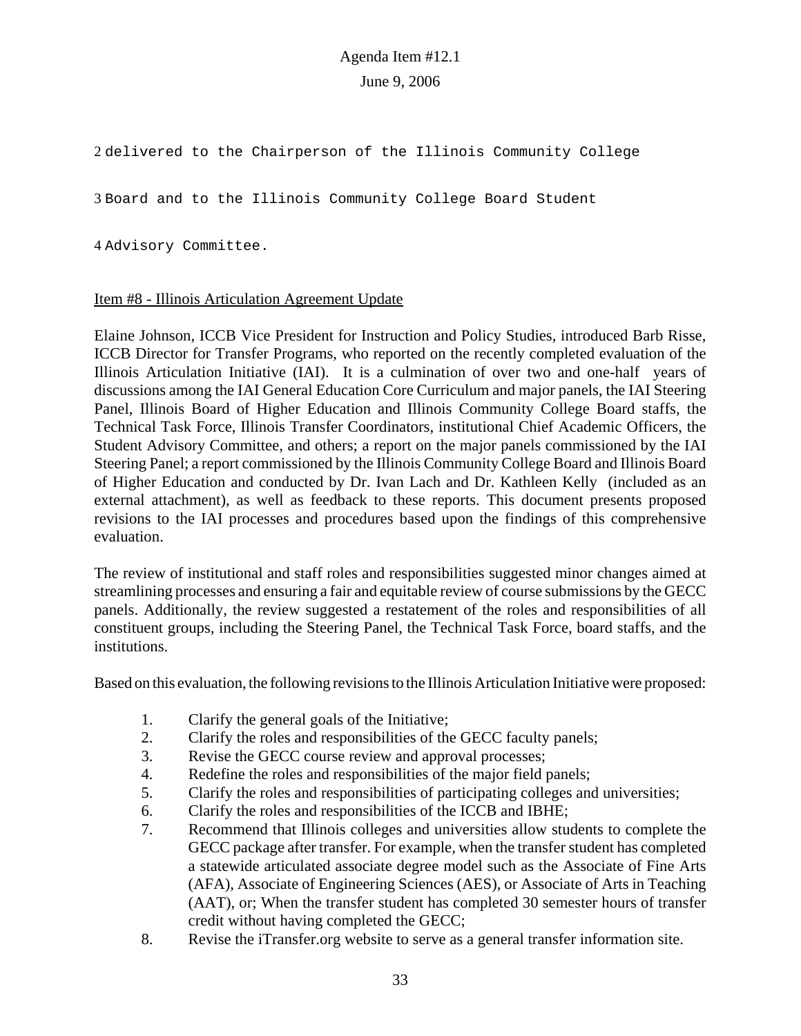2 delivered to the Chairperson of the Illinois Community College

3 Board and to the Illinois Community College Board Student

4 Advisory Committee.

Item #8 - Illinois Articulation Agreement Update

Elaine Johnson, ICCB Vice President for Instruction and Policy Studies, introduced Barb Risse, ICCB Director for Transfer Programs, who reported on the recently completed evaluation of the Illinois Articulation Initiative (IAI). It is a culmination of over two and one-half years of discussions among the IAI General Education Core Curriculum and major panels, the IAI Steering Panel, Illinois Board of Higher Education and Illinois Community College Board staffs, the Technical Task Force, Illinois Transfer Coordinators, institutional Chief Academic Officers, the Student Advisory Committee, and others; a report on the major panels commissioned by the IAI Steering Panel; a report commissioned by the Illinois Community College Board and Illinois Board of Higher Education and conducted by Dr. Ivan Lach and Dr. Kathleen Kelly (included as an external attachment), as well as feedback to these reports. This document presents proposed revisions to the IAI processes and procedures based upon the findings of this comprehensive evaluation.

The review of institutional and staff roles and responsibilities suggested minor changes aimed at streamlining processes and ensuring a fair and equitable review of course submissions by the GECC panels. Additionally, the review suggested a restatement of the roles and responsibilities of all constituent groups, including the Steering Panel, the Technical Task Force, board staffs, and the institutions.

Based on this evaluation, the following revisions to the Illinois Articulation Initiative were proposed:

1. Clarify the general goals of the Initiative;
2. Clarify the roles and responsibilities of the GECC faculty panels;
3. Revise the GECC course review and approval processes;
4. Redefine the roles and responsibilities of the major field panels;
5. Clarify the roles and responsibilities of participating colleges and universities;
6. Clarify the roles and responsibilities of the ICCB and IBHE;
7. Recommend that Illinois colleges and universities allow students to complete the GECC package after transfer. For example, when the transfer student has completed a statewide articulated associate degree model such as the Associate of Fine Arts (AFA), Associate of Engineering Sciences (AES), or Associate of Arts in Teaching (AAT), or; When the transfer student has completed 30 semester hours of transfer credit without having completed the GECC;
8. Revise the iTransfer.org website to serve as a general transfer information site.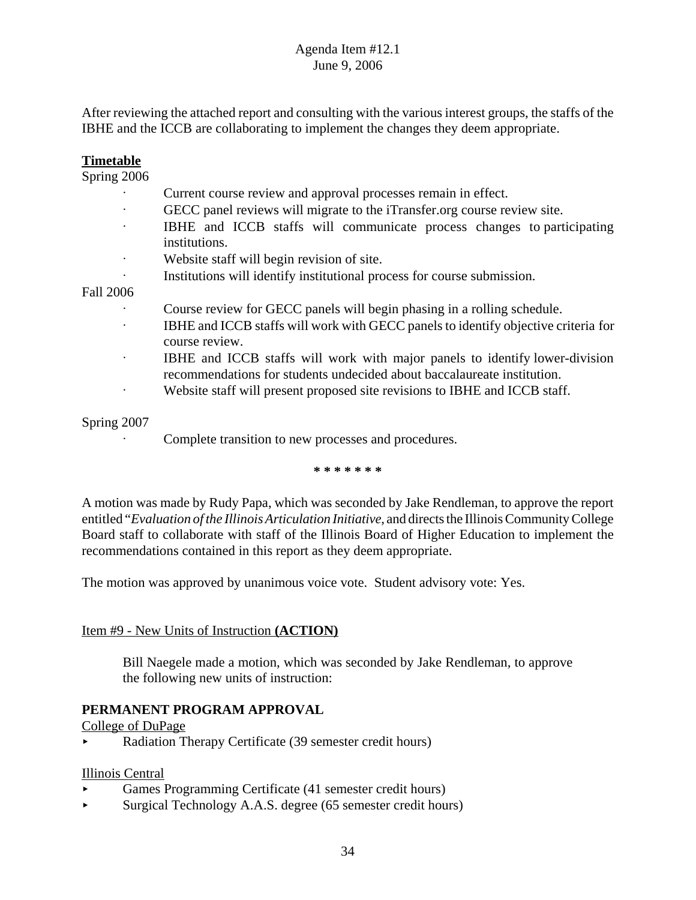Agenda Item #12.1
June 9, 2006

After reviewing the attached report and consulting with the various interest groups, the staffs of the IBHE and the ICCB are collaborating to implement the changes they deem appropriate.

**Timetable**

Spring 2006

- Current course review and approval processes remain in effect.
- GECC panel reviews will migrate to the iTransfer.org course review site.
- IBHE and ICCB staffs will communicate process changes to participating institutions.
- Website staff will begin revision of site.
- Institutions will identify institutional process for course submission.

Fall 2006

- Course review for GECC panels will begin phasing in a rolling schedule.
- IBHE and ICCB staffs will work with GECC panels to identify objective criteria for course review.
- IBHE and ICCB staffs will work with major panels to identify lower-division recommendations for students undecided about baccalaureate institution.
- Website staff will present proposed site revisions to IBHE and ICCB staff.

Spring 2007

- Complete transition to new processes and procedures.

**\* \* \* \* \* \* \***

A motion was made by Rudy Papa, which was seconded by Jake Rendleman, to approve the report entitled "*Evaluation of the Illinois Articulation Initiative,* and directs the Illinois Community College Board staff to collaborate with staff of the Illinois Board of Higher Education to implement the recommendations contained in this report as they deem appropriate.

The motion was approved by unanimous voice vote. Student advisory vote: Yes.

Item #9 - New Units of Instruction **(ACTION)**

Bill Naegele made a motion, which was seconded by Jake Rendleman, to approve the following new units of instruction:

**PERMANENT PROGRAM APPROVAL**

College of DuPage

- Radiation Therapy Certificate (39 semester credit hours)

Illinois Central

- Games Programming Certificate (41 semester credit hours)
- Surgical Technology A.A.S. degree (65 semester credit hours)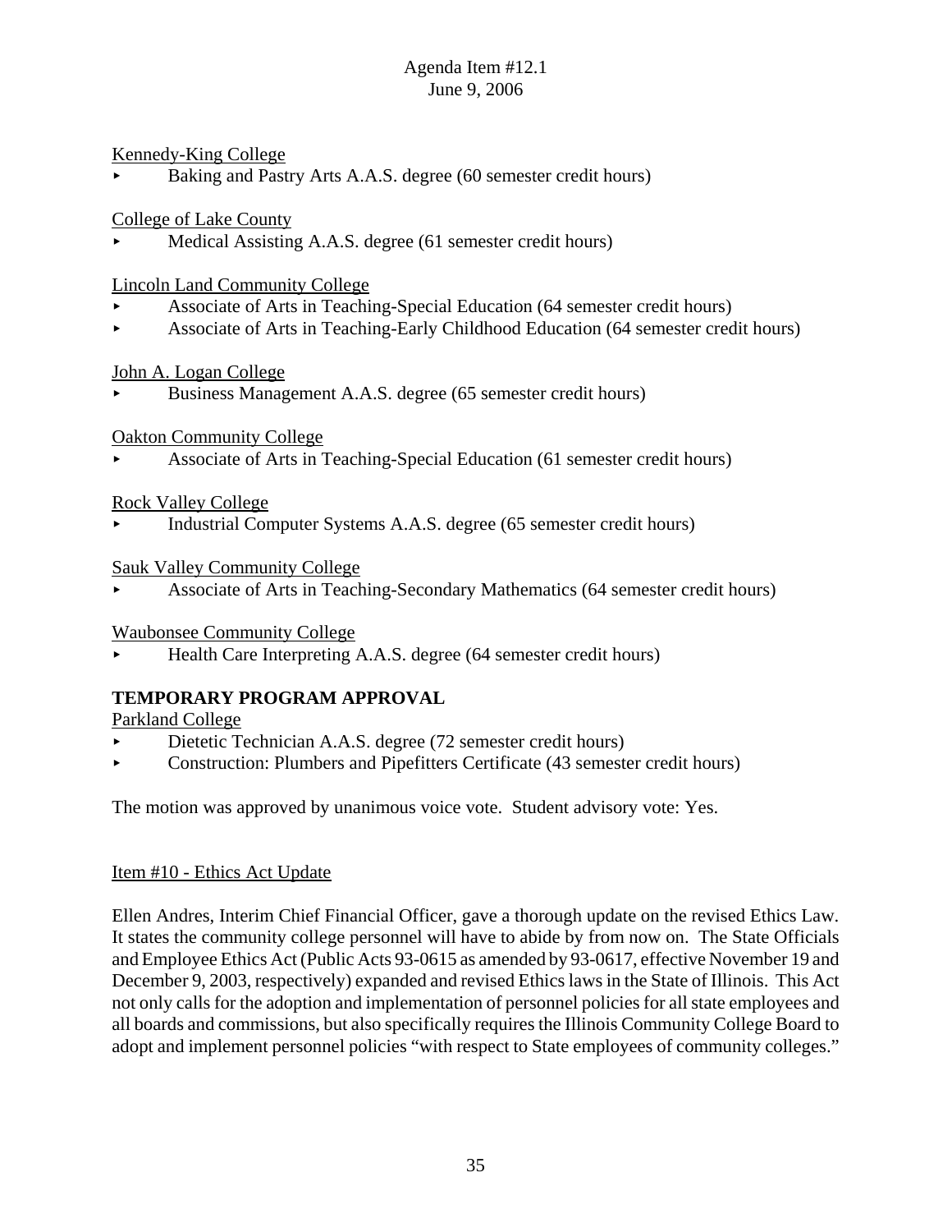Kennedy-King College
- Baking and Pastry Arts A.A.S. degree (60 semester credit hours)

College of Lake County
- Medical Assisting A.A.S. degree (61 semester credit hours)

Lincoln Land Community College
- Associate of Arts in Teaching-Special Education (64 semester credit hours)
- Associate of Arts in Teaching-Early Childhood Education (64 semester credit hours)

John A. Logan College
- Business Management A.A.S. degree (65 semester credit hours)

Oakton Community College
- Associate of Arts in Teaching-Special Education (61 semester credit hours)

Rock Valley College
- Industrial Computer Systems A.A.S. degree (65 semester credit hours)

Sauk Valley Community College
- Associate of Arts in Teaching-Secondary Mathematics (64 semester credit hours)

Waubonsee Community College
- Health Care Interpreting A.A.S. degree (64 semester credit hours)

**TEMPORARY PROGRAM APPROVAL**

Parkland College
- Dietetic Technician A.A.S. degree (72 semester credit hours)
- Construction: Plumbers and Pipefitters Certificate (43 semester credit hours)

The motion was approved by unanimous voice vote. Student advisory vote: Yes.

Item #10 - Ethics Act Update

Ellen Andres, Interim Chief Financial Officer, gave a thorough update on the revised Ethics Law. It states the community college personnel will have to abide by from now on. The State Officials and Employee Ethics Act (Public Acts 93-0615 as amended by 93-0617, effective November 19 and December 9, 2003, respectively) expanded and revised Ethics laws in the State of Illinois. This Act not only calls for the adoption and implementation of personnel policies for all state employees and all boards and commissions, but also specifically requires the Illinois Community College Board to adopt and implement personnel policies "with respect to State employees of community colleges."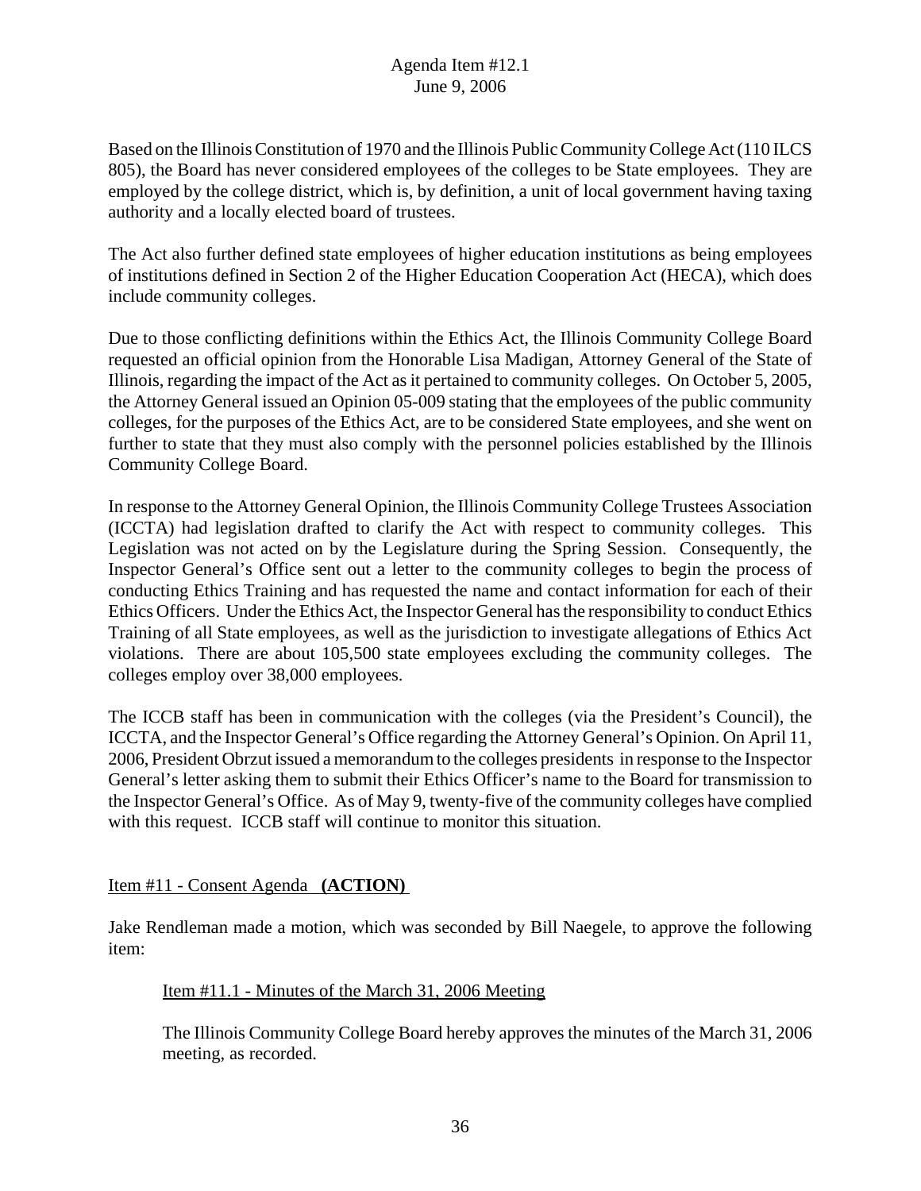Based on the Illinois Constitution of 1970 and the Illinois Public Community College Act (110 ILCS 805), the Board has never considered employees of the colleges to be State employees. They are employed by the college district, which is, by definition, a unit of local government having taxing authority and a locally elected board of trustees.

The Act also further defined state employees of higher education institutions as being employees of institutions defined in Section 2 of the Higher Education Cooperation Act (HECA), which does include community colleges.

Due to those conflicting definitions within the Ethics Act, the Illinois Community College Board requested an official opinion from the Honorable Lisa Madigan, Attorney General of the State of Illinois, regarding the impact of the Act as it pertained to community colleges. On October 5, 2005, the Attorney General issued an Opinion 05-009 stating that the employees of the public community colleges, for the purposes of the Ethics Act, are to be considered State employees, and she went on further to state that they must also comply with the personnel policies established by the Illinois Community College Board.

In response to the Attorney General Opinion, the Illinois Community College Trustees Association (ICCTA) had legislation drafted to clarify the Act with respect to community colleges. This Legislation was not acted on by the Legislature during the Spring Session. Consequently, the Inspector General's Office sent out a letter to the community colleges to begin the process of conducting Ethics Training and has requested the name and contact information for each of their Ethics Officers. Under the Ethics Act, the Inspector General has the responsibility to conduct Ethics Training of all State employees, as well as the jurisdiction to investigate allegations of Ethics Act violations. There are about 105,500 state employees excluding the community colleges. The colleges employ over 38,000 employees.

The ICCB staff has been in communication with the colleges (via the President's Council), the ICCTA, and the Inspector General's Office regarding the Attorney General's Opinion. On April 11, 2006, President Obrzut issued a memorandum to the colleges presidents in response to the Inspector General's letter asking them to submit their Ethics Officer's name to the Board for transmission to the Inspector General's Office. As of May 9, twenty-five of the community colleges have complied with this request. ICCB staff will continue to monitor this situation.

Item #11 - Consent Agenda **(ACTION)**

Jake Rendleman made a motion, which was seconded by Bill Naegele, to approve the following item:

Item #11.1 - Minutes of the March 31, 2006 Meeting

The Illinois Community College Board hereby approves the minutes of the March 31, 2006 meeting, as recorded.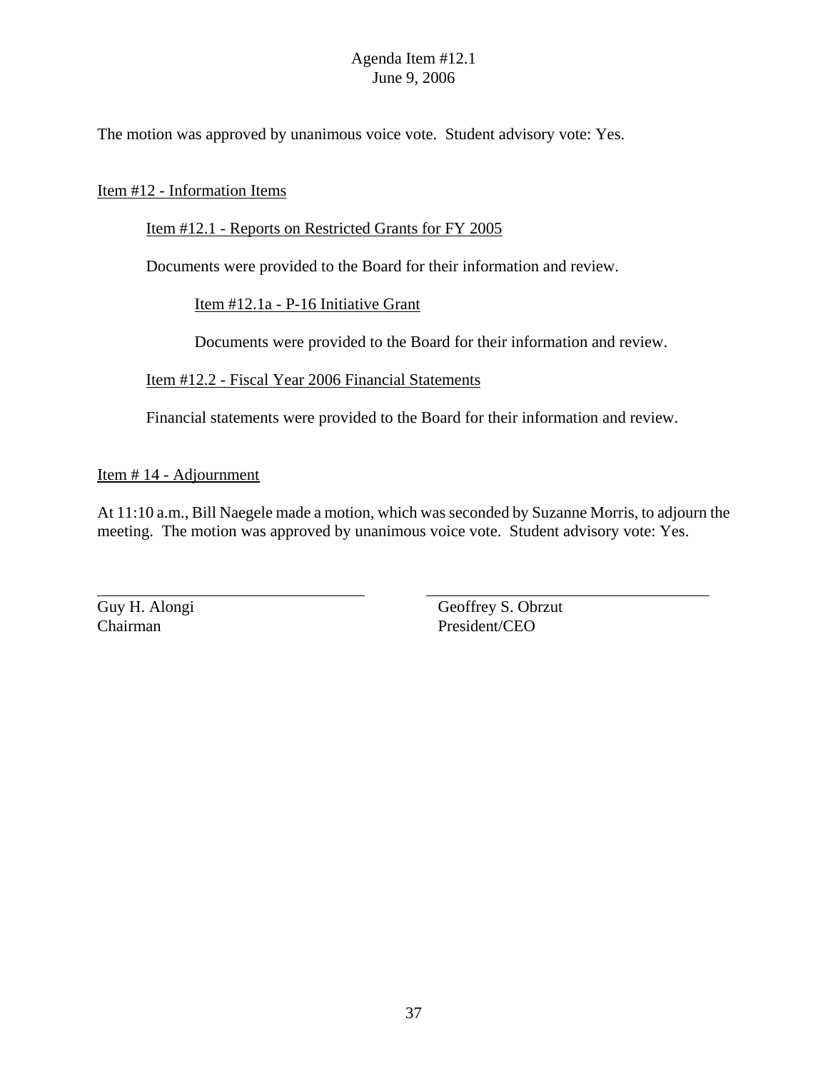The motion was approved by unanimous voice vote. Student advisory vote: Yes.

Item #12 - Information Items

Item #12.1 - Reports on Restricted Grants for FY 2005

Documents were provided to the Board for their information and review.

Item #12.1a - P-16 Initiative Grant

Documents were provided to the Board for their information and review.

Item #12.2 - Fiscal Year 2006 Financial Statements

Financial statements were provided to the Board for their information and review.

Item # 14 - Adjournment

At 11:10 a.m., Bill Naegele made a motion, which was seconded by Suzanne Morris, to adjourn the meeting. The motion was approved by unanimous voice vote. Student advisory vote: Yes.

| | |
|---|---|
| Guy H. Alongi | Geoffrey S. Obrzut |
| Chairman | President/CEO |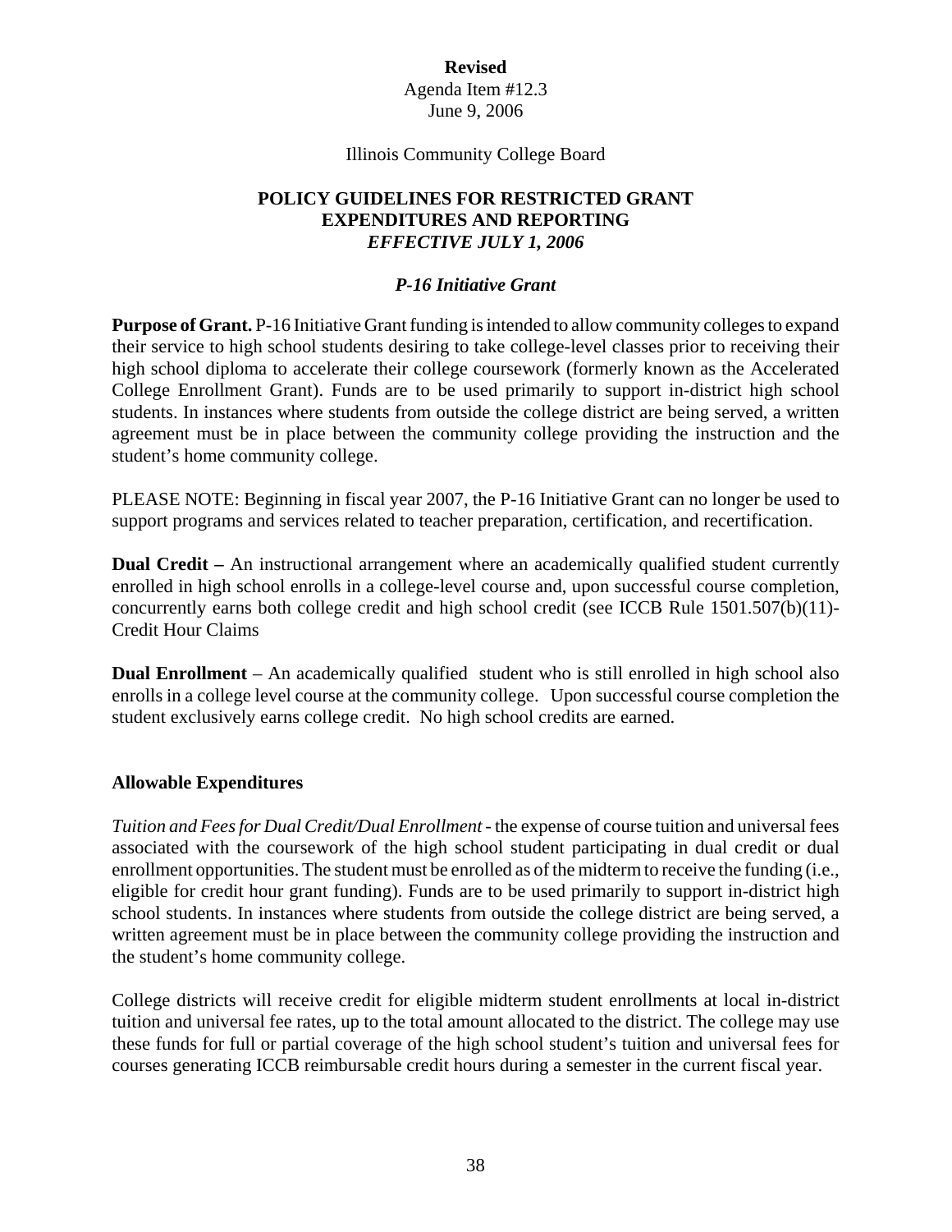**Revised**
Agenda Item #12.3
June 9, 2006

Illinois Community College Board

# POLICY GUIDELINES FOR RESTRICTED GRANT EXPENDITURES AND REPORTING
## *EFFECTIVE JULY 1, 2006*

### *P-16 Initiative Grant*

**Purpose of Grant.** P-16 Initiative Grant funding is intended to allow community colleges to expand their service to high school students desiring to take college-level classes prior to receiving their high school diploma to accelerate their college coursework (formerly known as the Accelerated College Enrollment Grant). Funds are to be used primarily to support in-district high school students. In instances where students from outside the college district are being served, a written agreement must be in place between the community college providing the instruction and the student's home community college.

PLEASE NOTE: Beginning in fiscal year 2007, the P-16 Initiative Grant can no longer be used to support programs and services related to teacher preparation, certification, and recertification.

**Dual Credit –** An instructional arrangement where an academically qualified student currently enrolled in high school enrolls in a college-level course and, upon successful course completion, concurrently earns both college credit and high school credit (see ICCB Rule 1501.507(b)(11)-Credit Hour Claims

**Dual Enrollment** – An academically qualified student who is still enrolled in high school also enrolls in a college level course at the community college. Upon successful course completion the student exclusively earns college credit. No high school credits are earned.

**Allowable Expenditures**

*Tuition and Fees for Dual Credit/Dual Enrollment* - the expense of course tuition and universal fees associated with the coursework of the high school student participating in dual credit or dual enrollment opportunities. The student must be enrolled as of the midterm to receive the funding (i.e., eligible for credit hour grant funding). Funds are to be used primarily to support in-district high school students. In instances where students from outside the college district are being served, a written agreement must be in place between the community college providing the instruction and the student's home community college.

College districts will receive credit for eligible midterm student enrollments at local in-district tuition and universal fee rates, up to the total amount allocated to the district. The college may use these funds for full or partial coverage of the high school student's tuition and universal fees for courses generating ICCB reimbursable credit hours during a semester in the current fiscal year.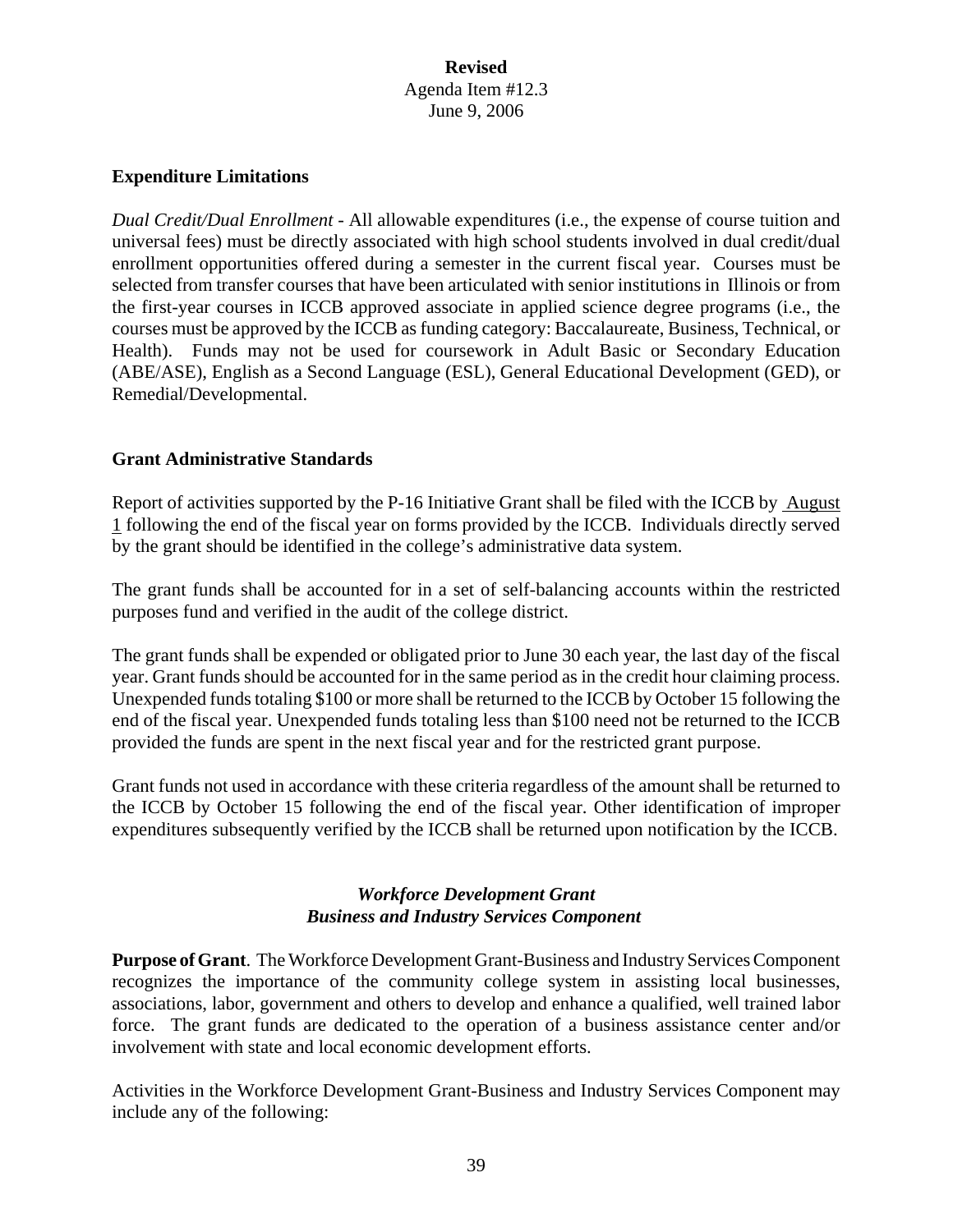**Revised**
Agenda Item #12.3
June 9, 2006

### Expenditure Limitations

*Dual Credit/Dual Enrollment* - All allowable expenditures (i.e., the expense of course tuition and universal fees) must be directly associated with high school students involved in dual credit/dual enrollment opportunities offered during a semester in the current fiscal year. Courses must be selected from transfer courses that have been articulated with senior institutions in Illinois or from the first-year courses in ICCB approved associate in applied science degree programs (i.e., the courses must be approved by the ICCB as funding category: Baccalaureate, Business, Technical, or Health). Funds may not be used for coursework in Adult Basic or Secondary Education (ABE/ASE), English as a Second Language (ESL), General Educational Development (GED), or Remedial/Developmental.

### Grant Administrative Standards

Report of activities supported by the P-16 Initiative Grant shall be filed with the ICCB by August 1 following the end of the fiscal year on forms provided by the ICCB. Individuals directly served by the grant should be identified in the college's administrative data system.

The grant funds shall be accounted for in a set of self-balancing accounts within the restricted purposes fund and verified in the audit of the college district.

The grant funds shall be expended or obligated prior to June 30 each year, the last day of the fiscal year. Grant funds should be accounted for in the same period as in the credit hour claiming process. Unexpended funds totaling $100 or more shall be returned to the ICCB by October 15 following the end of the fiscal year. Unexpended funds totaling less than $100 need not be returned to the ICCB provided the funds are spent in the next fiscal year and for the restricted grant purpose.

Grant funds not used in accordance with these criteria regardless of the amount shall be returned to the ICCB by October 15 following the end of the fiscal year. Other identification of improper expenditures subsequently verified by the ICCB shall be returned upon notification by the ICCB.

## *Workforce Development Grant*
## *Business and Industry Services Component*

**Purpose of Grant**. The Workforce Development Grant-Business and Industry Services Component recognizes the importance of the community college system in assisting local businesses, associations, labor, government and others to develop and enhance a qualified, well trained labor force. The grant funds are dedicated to the operation of a business assistance center and/or involvement with state and local economic development efforts.

Activities in the Workforce Development Grant-Business and Industry Services Component may include any of the following: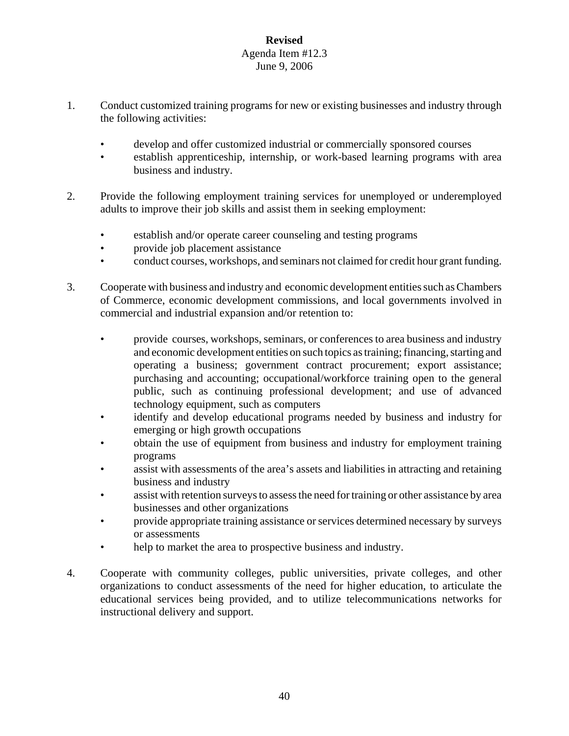**Revised**
Agenda Item #12.3
June 9, 2006

1. Conduct customized training programs for new or existing businesses and industry through the following activities:

   - develop and offer customized industrial or commercially sponsored courses
   - establish apprenticeship, internship, or work-based learning programs with area business and industry.

2. Provide the following employment training services for unemployed or underemployed adults to improve their job skills and assist them in seeking employment:

   - establish and/or operate career counseling and testing programs
   - provide job placement assistance
   - conduct courses, workshops, and seminars not claimed for credit hour grant funding.

3. Cooperate with business and industry and economic development entities such as Chambers of Commerce, economic development commissions, and local governments involved in commercial and industrial expansion and/or retention to:

   - provide courses, workshops, seminars, or conferences to area business and industry and economic development entities on such topics as training; financing, starting and operating a business; government contract procurement; export assistance; purchasing and accounting; occupational/workforce training open to the general public, such as continuing professional development; and use of advanced technology equipment, such as computers
   - identify and develop educational programs needed by business and industry for emerging or high growth occupations
   - obtain the use of equipment from business and industry for employment training programs
   - assist with assessments of the area's assets and liabilities in attracting and retaining business and industry
   - assist with retention surveys to assess the need for training or other assistance by area businesses and other organizations
   - provide appropriate training assistance or services determined necessary by surveys or assessments
   - help to market the area to prospective business and industry.

4. Cooperate with community colleges, public universities, private colleges, and other organizations to conduct assessments of the need for higher education, to articulate the educational services being provided, and to utilize telecommunications networks for instructional delivery and support.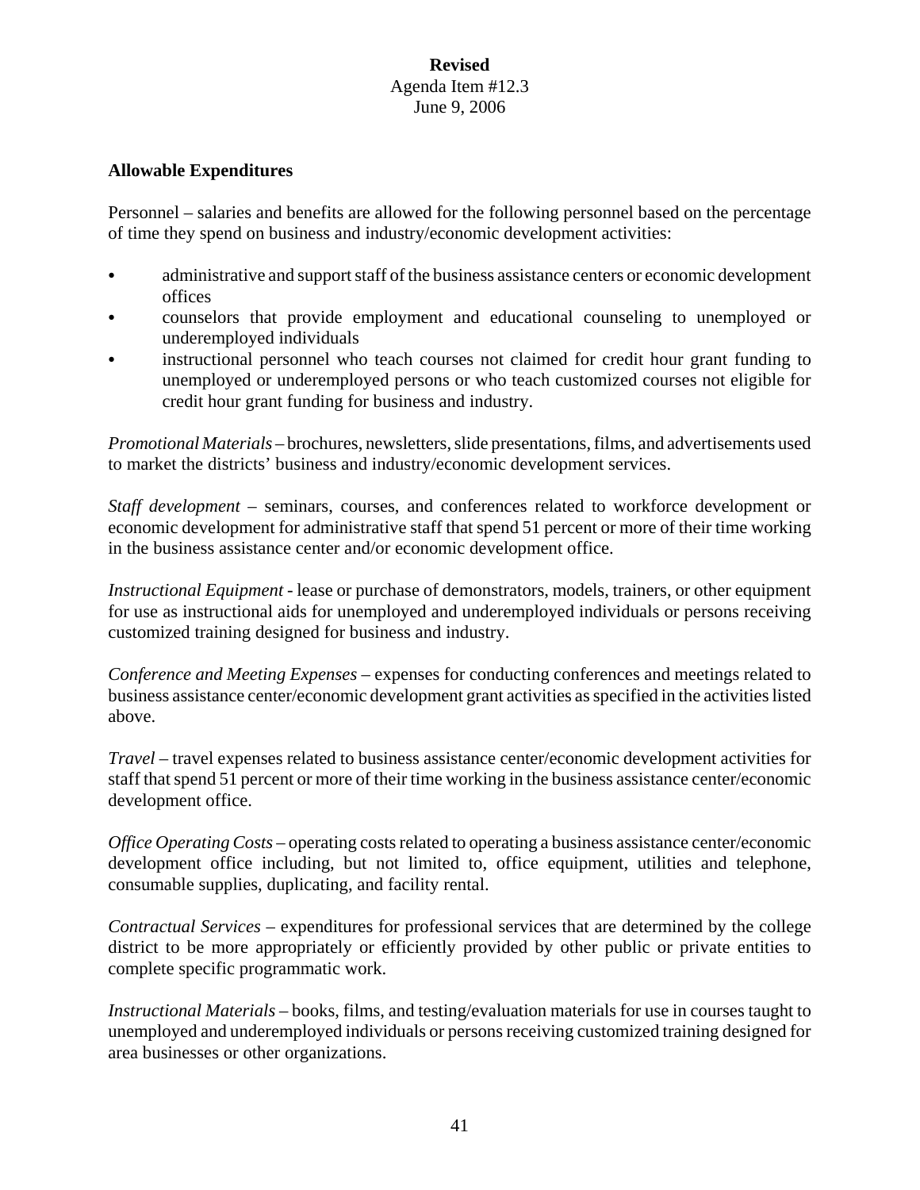**Revised**
Agenda Item #12.3
June 9, 2006

**Allowable Expenditures**

Personnel – salaries and benefits are allowed for the following personnel based on the percentage of time they spend on business and industry/economic development activities:

- administrative and support staff of the business assistance centers or economic development offices
- counselors that provide employment and educational counseling to unemployed or underemployed individuals
- instructional personnel who teach courses not claimed for credit hour grant funding to unemployed or underemployed persons or who teach customized courses not eligible for credit hour grant funding for business and industry.

*Promotional Materials* – brochures, newsletters, slide presentations, films, and advertisements used to market the districts' business and industry/economic development services.

*Staff development* – seminars, courses, and conferences related to workforce development or economic development for administrative staff that spend 51 percent or more of their time working in the business assistance center and/or economic development office.

*Instructional Equipment* - lease or purchase of demonstrators, models, trainers, or other equipment for use as instructional aids for unemployed and underemployed individuals or persons receiving customized training designed for business and industry.

*Conference and Meeting Expenses* – expenses for conducting conferences and meetings related to business assistance center/economic development grant activities as specified in the activities listed above.

*Travel* – travel expenses related to business assistance center/economic development activities for staff that spend 51 percent or more of their time working in the business assistance center/economic development office.

*Office Operating Costs* – operating costs related to operating a business assistance center/economic development office including, but not limited to, office equipment, utilities and telephone, consumable supplies, duplicating, and facility rental.

*Contractual Services* – expenditures for professional services that are determined by the college district to be more appropriately or efficiently provided by other public or private entities to complete specific programmatic work.

*Instructional Materials* – books, films, and testing/evaluation materials for use in courses taught to unemployed and underemployed individuals or persons receiving customized training designed for area businesses or other organizations.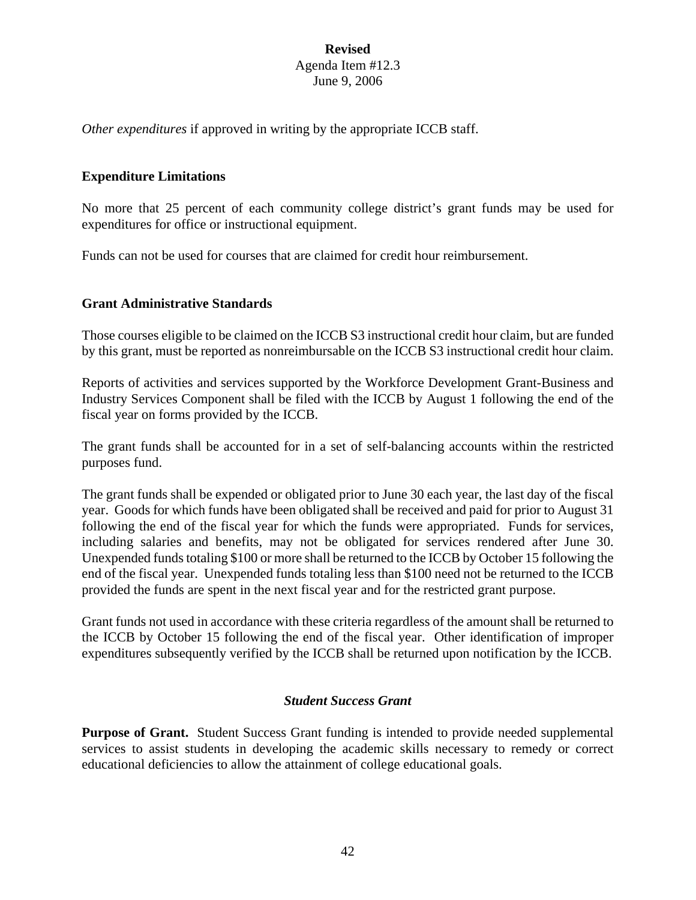*Other expenditures* if approved in writing by the appropriate ICCB staff.

## Expenditure Limitations

No more that 25 percent of each community college district's grant funds may be used for expenditures for office or instructional equipment.

Funds can not be used for courses that are claimed for credit hour reimbursement.

## Grant Administrative Standards

Those courses eligible to be claimed on the ICCB S3 instructional credit hour claim, but are funded by this grant, must be reported as nonreimbursable on the ICCB S3 instructional credit hour claim.

Reports of activities and services supported by the Workforce Development Grant-Business and Industry Services Component shall be filed with the ICCB by August 1 following the end of the fiscal year on forms provided by the ICCB.

The grant funds shall be accounted for in a set of self-balancing accounts within the restricted purposes fund.

The grant funds shall be expended or obligated prior to June 30 each year, the last day of the fiscal year. Goods for which funds have been obligated shall be received and paid for prior to August 31 following the end of the fiscal year for which the funds were appropriated. Funds for services, including salaries and benefits, may not be obligated for services rendered after June 30. Unexpended funds totaling $100 or more shall be returned to the ICCB by October 15 following the end of the fiscal year. Unexpended funds totaling less than $100 need not be returned to the ICCB provided the funds are spent in the next fiscal year and for the restricted grant purpose.

Grant funds not used in accordance with these criteria regardless of the amount shall be returned to the ICCB by October 15 following the end of the fiscal year. Other identification of improper expenditures subsequently verified by the ICCB shall be returned upon notification by the ICCB.

### *Student Success Grant*

**Purpose of Grant.** Student Success Grant funding is intended to provide needed supplemental services to assist students in developing the academic skills necessary to remedy or correct educational deficiencies to allow the attainment of college educational goals.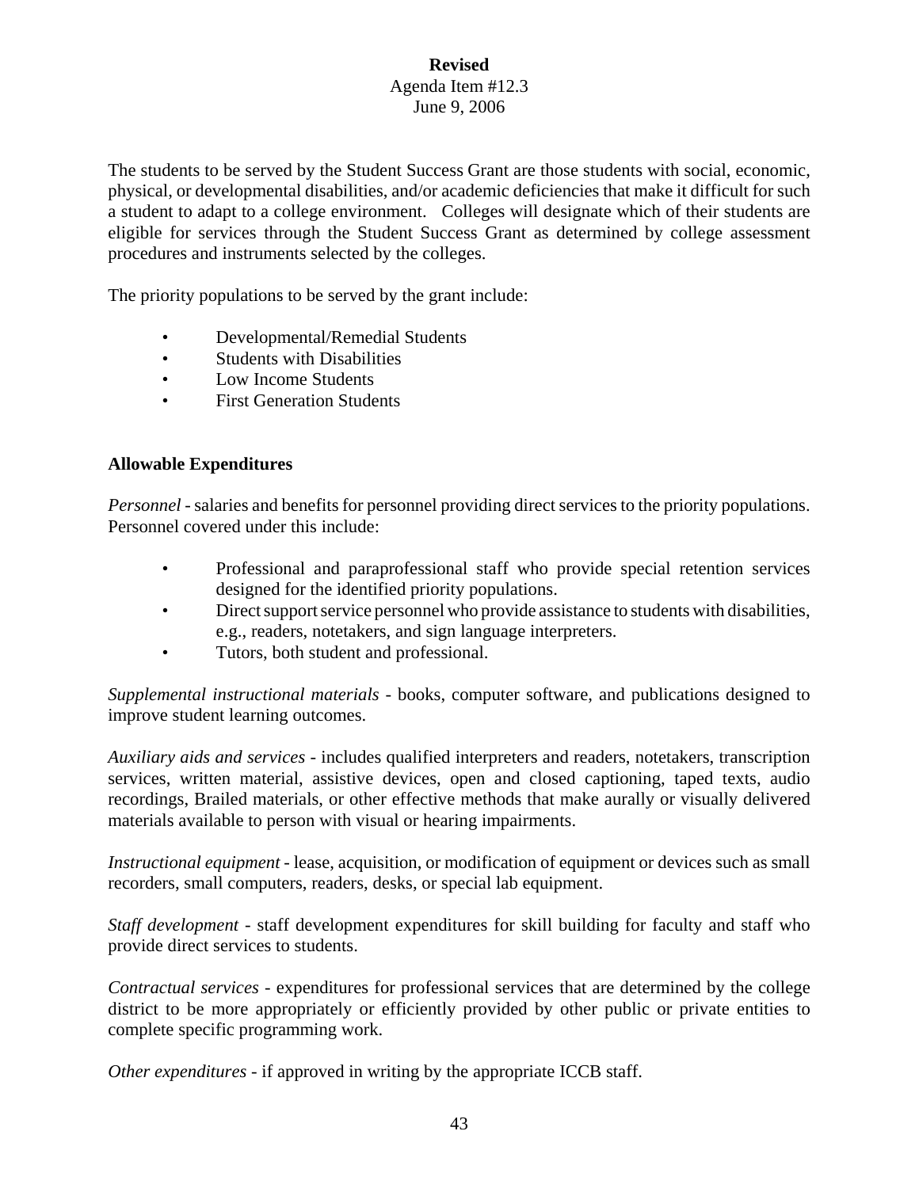**Revised**
Agenda Item #12.3
June 9, 2006

The students to be served by the Student Success Grant are those students with social, economic, physical, or developmental disabilities, and/or academic deficiencies that make it difficult for such a student to adapt to a college environment. Colleges will designate which of their students are eligible for services through the Student Success Grant as determined by college assessment procedures and instruments selected by the colleges.

The priority populations to be served by the grant include:

- Developmental/Remedial Students
- Students with Disabilities
- Low Income Students
- First Generation Students

**Allowable Expenditures**

*Personnel* - salaries and benefits for personnel providing direct services to the priority populations. Personnel covered under this include:

- Professional and paraprofessional staff who provide special retention services designed for the identified priority populations.
- Direct support service personnel who provide assistance to students with disabilities, e.g., readers, notetakers, and sign language interpreters.
- Tutors, both student and professional.

*Supplemental instructional materials* - books, computer software, and publications designed to improve student learning outcomes.

*Auxiliary aids and services* - includes qualified interpreters and readers, notetakers, transcription services, written material, assistive devices, open and closed captioning, taped texts, audio recordings, Brailed materials, or other effective methods that make aurally or visually delivered materials available to person with visual or hearing impairments.

*Instructional equipment* - lease, acquisition, or modification of equipment or devices such as small recorders, small computers, readers, desks, or special lab equipment.

*Staff development* - staff development expenditures for skill building for faculty and staff who provide direct services to students.

*Contractual services* - expenditures for professional services that are determined by the college district to be more appropriately or efficiently provided by other public or private entities to complete specific programming work.

*Other expenditures* - if approved in writing by the appropriate ICCB staff.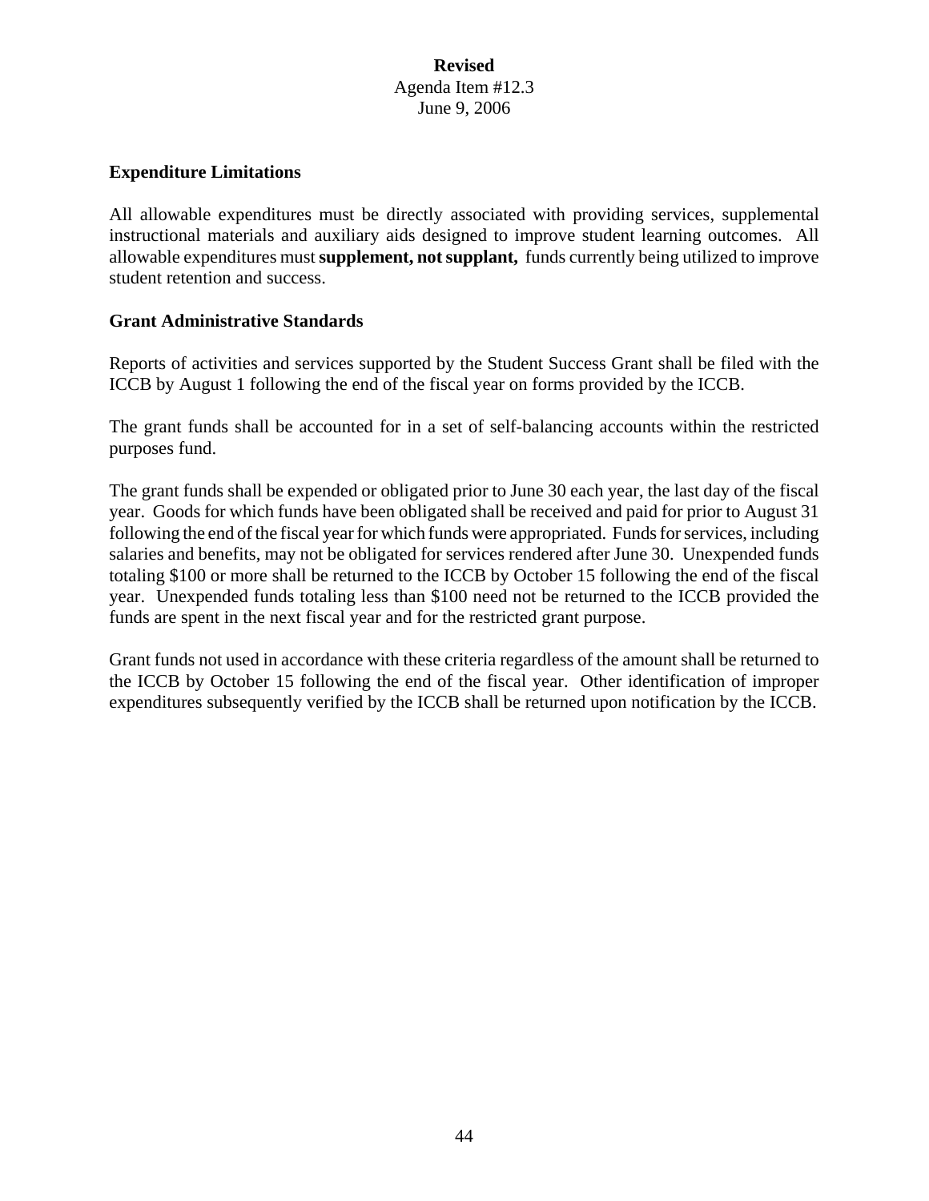**Revised**
Agenda Item #12.3
June 9, 2006

**Expenditure Limitations**

All allowable expenditures must be directly associated with providing services, supplemental instructional materials and auxiliary aids designed to improve student learning outcomes. All allowable expenditures must **supplement, not supplant,** funds currently being utilized to improve student retention and success.

**Grant Administrative Standards**

Reports of activities and services supported by the Student Success Grant shall be filed with the ICCB by August 1 following the end of the fiscal year on forms provided by the ICCB.

The grant funds shall be accounted for in a set of self-balancing accounts within the restricted purposes fund.

The grant funds shall be expended or obligated prior to June 30 each year, the last day of the fiscal year. Goods for which funds have been obligated shall be received and paid for prior to August 31 following the end of the fiscal year for which funds were appropriated. Funds for services, including salaries and benefits, may not be obligated for services rendered after June 30. Unexpended funds totaling $100 or more shall be returned to the ICCB by October 15 following the end of the fiscal year. Unexpended funds totaling less than $100 need not be returned to the ICCB provided the funds are spent in the next fiscal year and for the restricted grant purpose.

Grant funds not used in accordance with these criteria regardless of the amount shall be returned to the ICCB by October 15 following the end of the fiscal year. Other identification of improper expenditures subsequently verified by the ICCB shall be returned upon notification by the ICCB.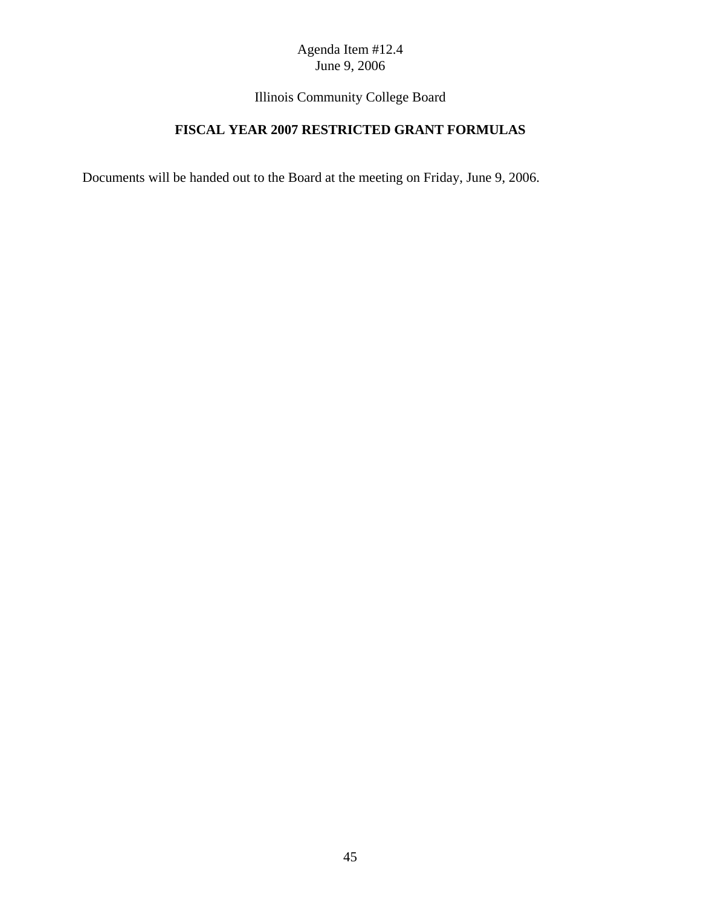Agenda Item #12.4
June 9, 2006

Illinois Community College Board

**FISCAL YEAR 2007 RESTRICTED GRANT FORMULAS**

Documents will be handed out to the Board at the meeting on Friday, June 9, 2006.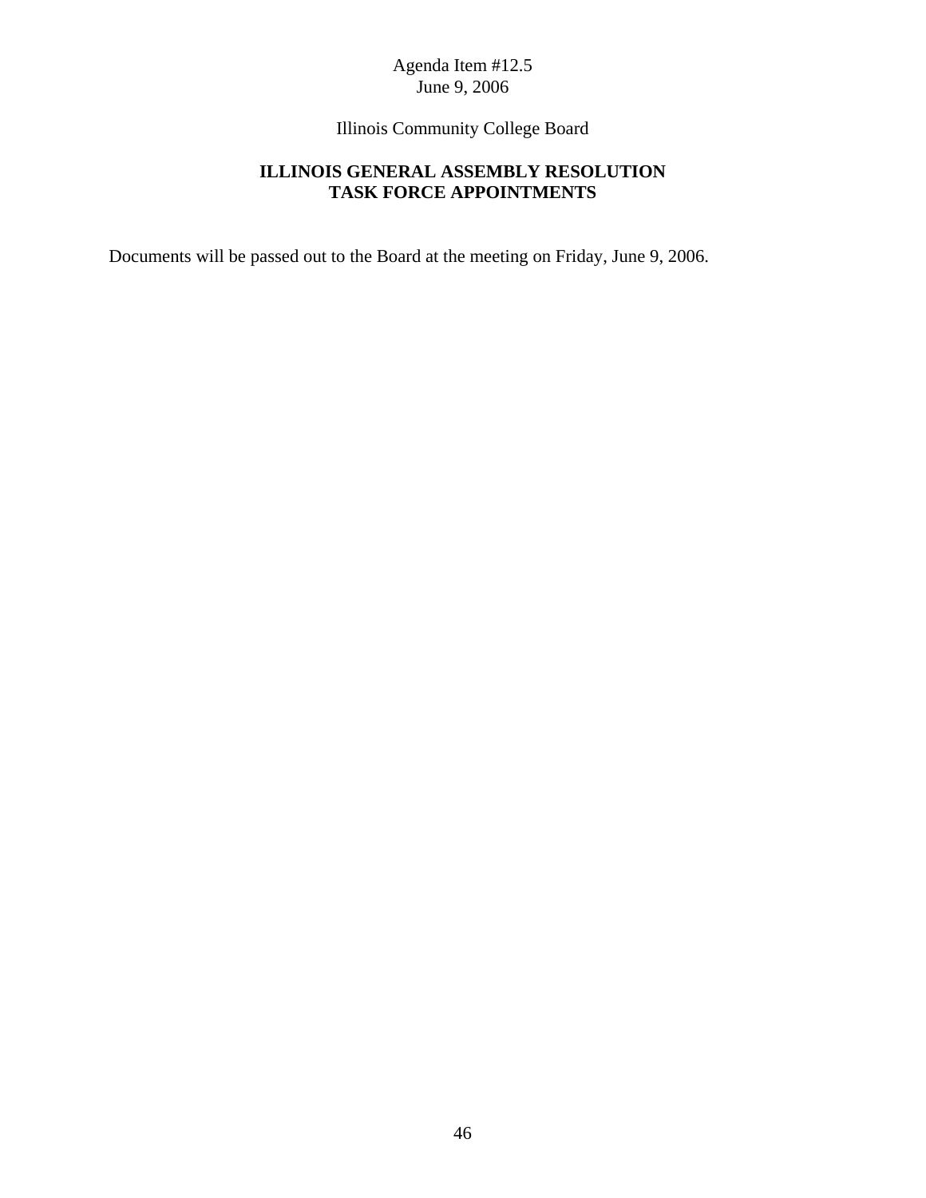Agenda Item #12.5
June 9, 2006

Illinois Community College Board

## ILLINOIS GENERAL ASSEMBLY RESOLUTION TASK FORCE APPOINTMENTS

Documents will be passed out to the Board at the meeting on Friday, June 9, 2006.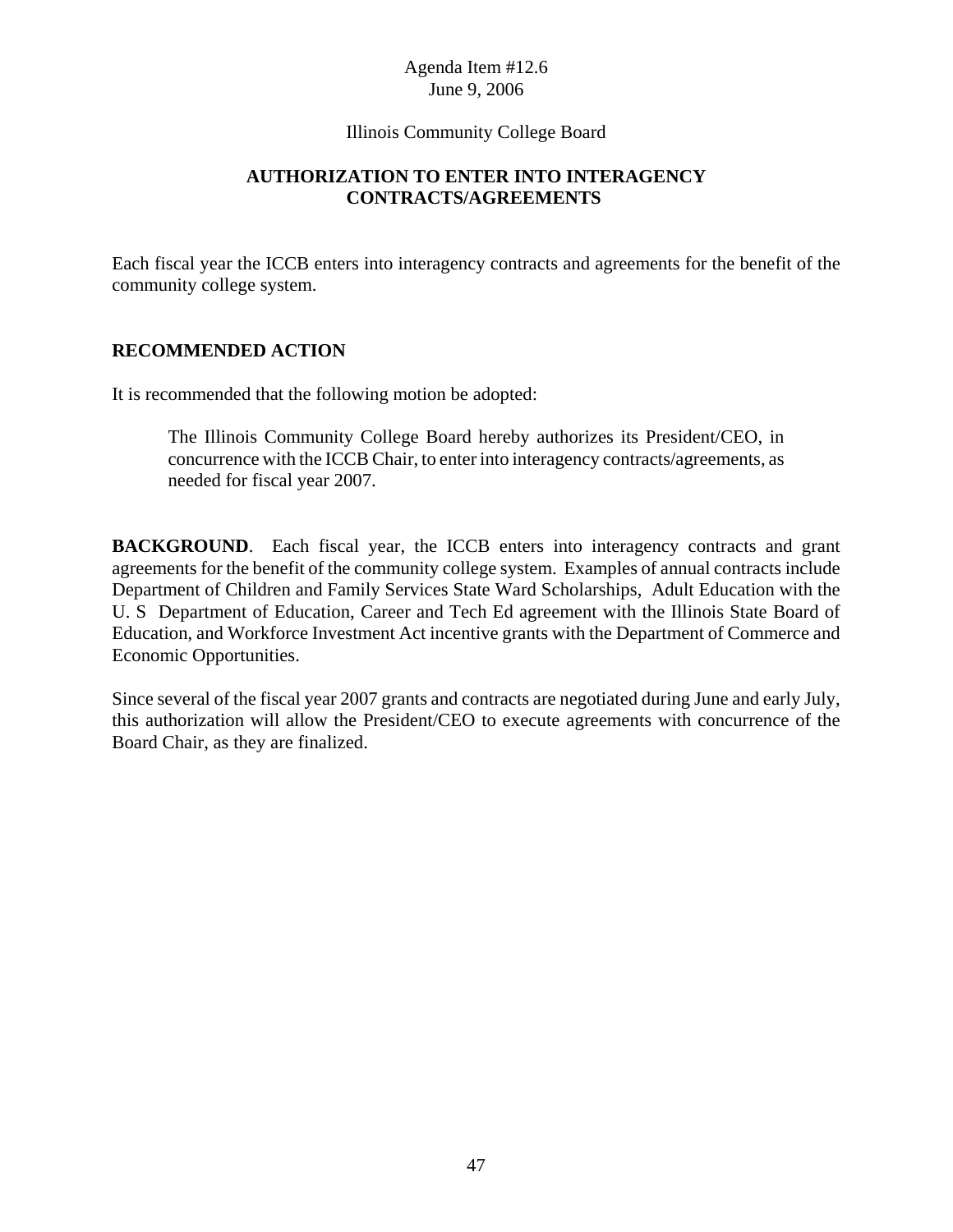Agenda Item #12.6
June 9, 2006

Illinois Community College Board

## AUTHORIZATION TO ENTER INTO INTERAGENCY CONTRACTS/AGREEMENTS

Each fiscal year the ICCB enters into interagency contracts and agreements for the benefit of the community college system.

### RECOMMENDED ACTION

It is recommended that the following motion be adopted:

> The Illinois Community College Board hereby authorizes its President/CEO, in concurrence with the ICCB Chair, to enter into interagency contracts/agreements, as needed for fiscal year 2007.

**BACKGROUND**. Each fiscal year, the ICCB enters into interagency contracts and grant agreements for the benefit of the community college system. Examples of annual contracts include Department of Children and Family Services State Ward Scholarships, Adult Education with the U. S Department of Education, Career and Tech Ed agreement with the Illinois State Board of Education, and Workforce Investment Act incentive grants with the Department of Commerce and Economic Opportunities.

Since several of the fiscal year 2007 grants and contracts are negotiated during June and early July, this authorization will allow the President/CEO to execute agreements with concurrence of the Board Chair, as they are finalized.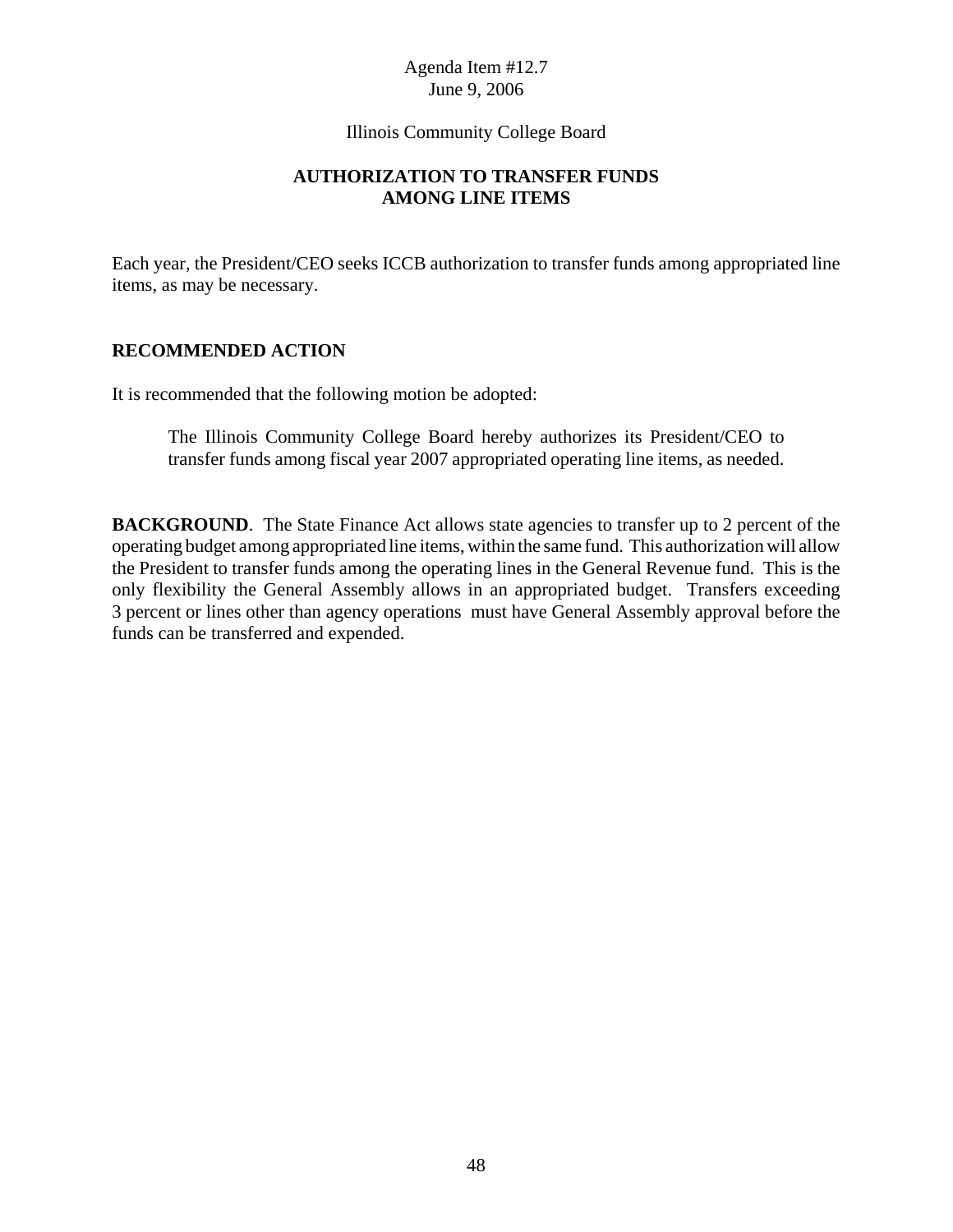Agenda Item #12.7
June 9, 2006

Illinois Community College Board

## AUTHORIZATION TO TRANSFER FUNDS AMONG LINE ITEMS

Each year, the President/CEO seeks ICCB authorization to transfer funds among appropriated line items, as may be necessary.

### RECOMMENDED ACTION

It is recommended that the following motion be adopted:

> The Illinois Community College Board hereby authorizes its President/CEO to transfer funds among fiscal year 2007 appropriated operating line items, as needed.

**BACKGROUND**. The State Finance Act allows state agencies to transfer up to 2 percent of the operating budget among appropriated line items, within the same fund. This authorization will allow the President to transfer funds among the operating lines in the General Revenue fund. This is the only flexibility the General Assembly allows in an appropriated budget. Transfers exceeding 3 percent or lines other than agency operations must have General Assembly approval before the funds can be transferred and expended.